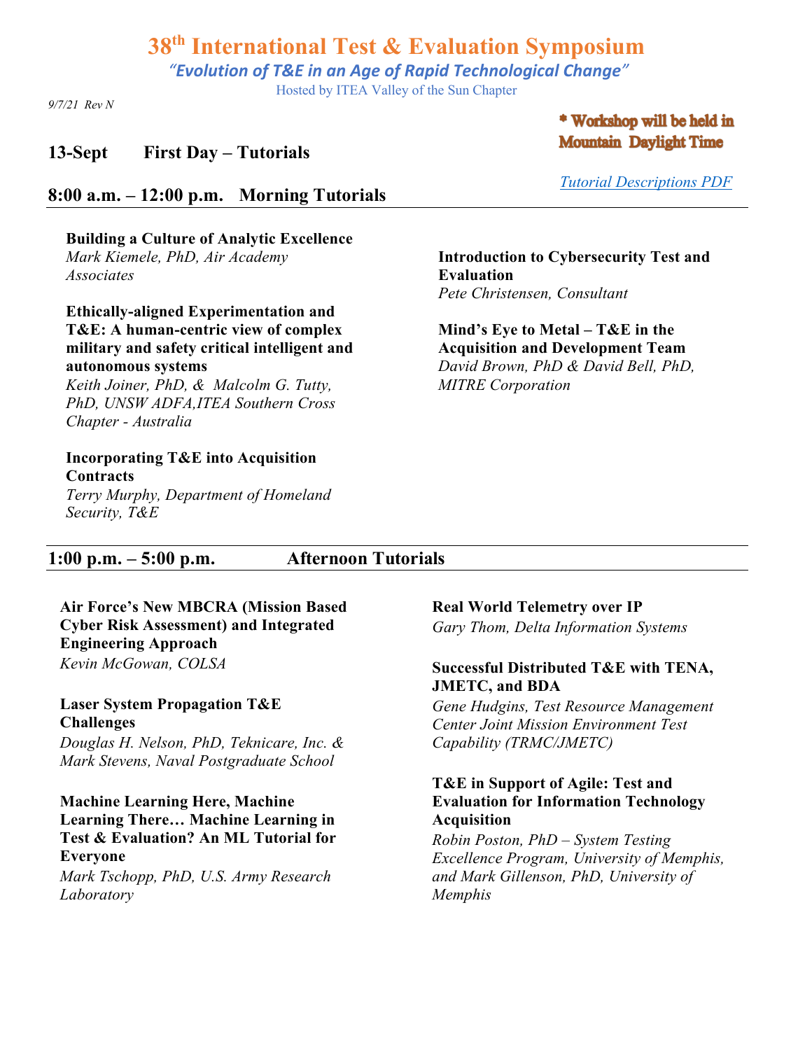# 38th International Test & Evaluation Symposium

*"Evolution of T&E in an Age of Rapid Technological Change"*

Hosted by ITEA Valley of the Sun Chapter

*9/7/21 Rev N*

**\* Workshop will be held in Mountain Daylight Time**

*Tutorial Descriptions PDF*

## 13-Sept First Day – Tutorials

### 8:00 a.m. – 12:00 p.m. Morning Tutorials

**Building a Culture of Analytic Excellence**
*Mark Kiemele, PhD, Air Academy Associates*

**Ethically-aligned Experimentation and T&E: A human-centric view of complex military and safety critical intelligent and autonomous systems**
*Keith Joiner, PhD, & Malcolm G. Tutty, PhD, UNSW ADFA,ITEA Southern Cross Chapter - Australia*

**Incorporating T&E into Acquisition Contracts**
*Terry Murphy, Department of Homeland Security, T&E*

**Introduction to Cybersecurity Test and Evaluation**
*Pete Christensen, Consultant*

**Mind's Eye to Metal – T&E in the Acquisition and Development Team**
*David Brown, PhD & David Bell, PhD, MITRE Corporation*

### 1:00 p.m. – 5:00 p.m. Afternoon Tutorials

**Air Force's New MBCRA (Mission Based Cyber Risk Assessment) and Integrated Engineering Approach**
*Kevin McGowan, COLSA*

**Laser System Propagation T&E Challenges**
*Douglas H. Nelson, PhD, Teknicare, Inc. & Mark Stevens, Naval Postgraduate School*

**Machine Learning Here, Machine Learning There… Machine Learning in Test & Evaluation? An ML Tutorial for Everyone**
*Mark Tschopp, PhD, U.S. Army Research Laboratory*

**Real World Telemetry over IP**
*Gary Thom, Delta Information Systems*

**Successful Distributed T&E with TENA, JMETC, and BDA**
*Gene Hudgins, Test Resource Management Center Joint Mission Environment Test Capability (TRMC/JMETC)*

**T&E in Support of Agile: Test and Evaluation for Information Technology Acquisition**
*Robin Poston, PhD – System Testing Excellence Program, University of Memphis, and Mark Gillenson, PhD, University of Memphis*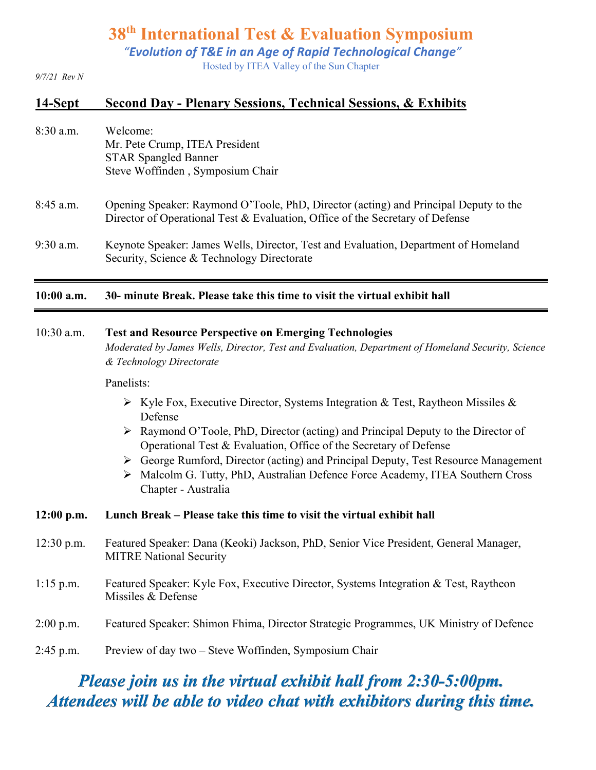# 38th International Test & Evaluation Symposium

*"Evolution of T&E in an Age of Rapid Technological Change"*

Hosted by ITEA Valley of the Sun Chapter

*9/7/21 Rev N*

## 14-Sept Second Day - Plenary Sessions, Technical Sessions, & Exhibits

8:30 a.m. Welcome:
Mr. Pete Crump, ITEA President
STAR Spangled Banner
Steve Woffinden , Symposium Chair

8:45 a.m. Opening Speaker: Raymond O'Toole, PhD, Director (acting) and Principal Deputy to the Director of Operational Test & Evaluation, Office of the Secretary of Defense

9:30 a.m. Keynote Speaker: James Wells, Director, Test and Evaluation, Department of Homeland Security, Science & Technology Directorate

**10:00 a.m. 30- minute Break. Please take this time to visit the virtual exhibit hall**

10:30 a.m. **Test and Resource Perspective on Emerging Technologies**
*Moderated by James Wells, Director, Test and Evaluation, Department of Homeland Security, Science & Technology Directorate*

Panelists:

- Kyle Fox, Executive Director, Systems Integration & Test, Raytheon Missiles & Defense
- Raymond O'Toole, PhD, Director (acting) and Principal Deputy to the Director of Operational Test & Evaluation, Office of the Secretary of Defense
- George Rumford, Director (acting) and Principal Deputy, Test Resource Management
- Malcolm G. Tutty, PhD, Australian Defence Force Academy, ITEA Southern Cross Chapter - Australia

**12:00 p.m. Lunch Break – Please take this time to visit the virtual exhibit hall**

12:30 p.m. Featured Speaker: Dana (Keoki) Jackson, PhD, Senior Vice President, General Manager, MITRE National Security

1:15 p.m. Featured Speaker: Kyle Fox, Executive Director, Systems Integration & Test, Raytheon Missiles & Defense

2:00 p.m. Featured Speaker: Shimon Fhima, Director Strategic Programmes, UK Ministry of Defence

2:45 p.m. Preview of day two – Steve Woffinden, Symposium Chair

***Please join us in the virtual exhibit hall from 2:30-5:00pm. Attendees will be able to video chat with exhibitors during this time.***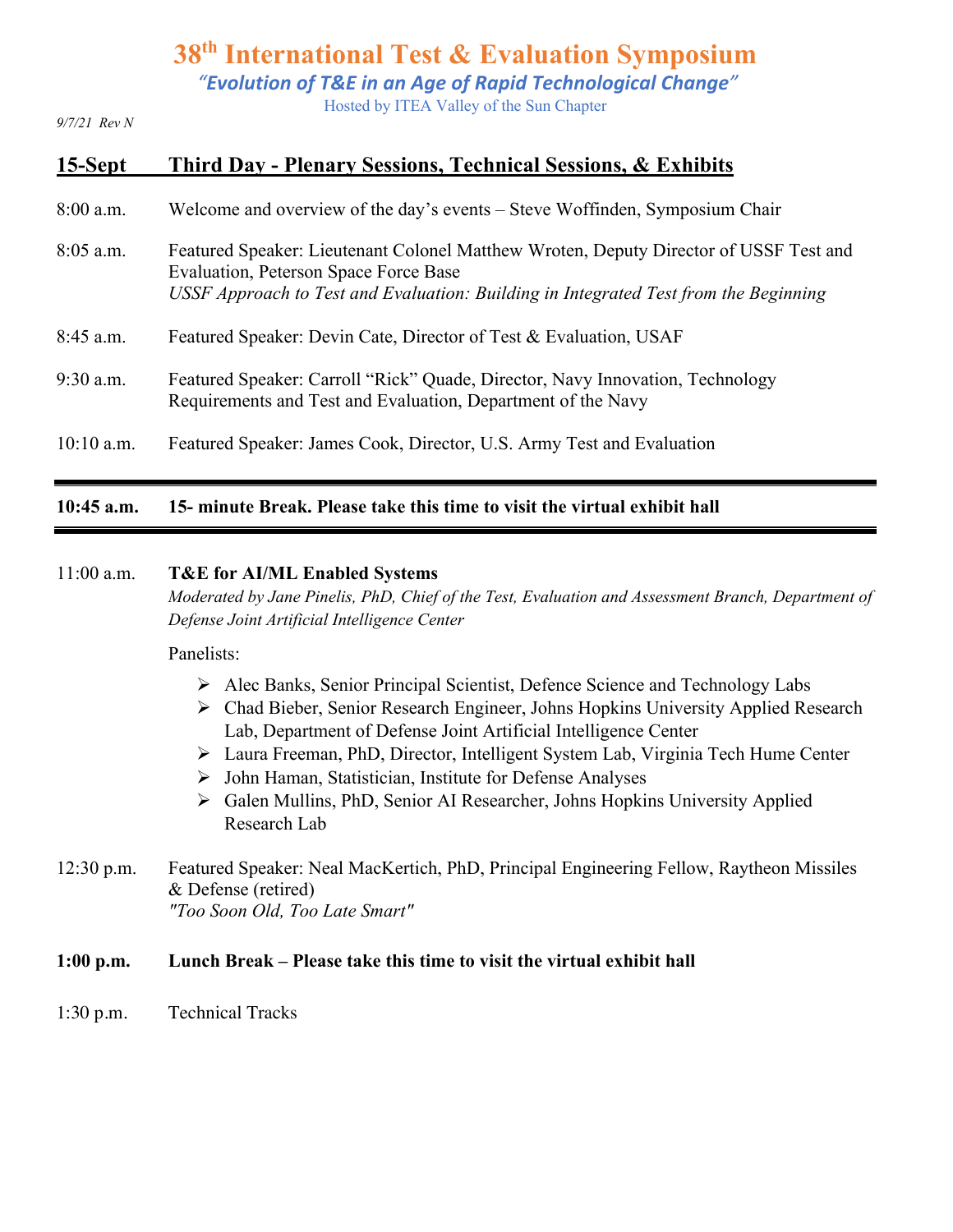# 38th International Test & Evaluation Symposium

*"Evolution of T&E in an Age of Rapid Technological Change"*

Hosted by ITEA Valley of the Sun Chapter

*9/7/21 Rev N*

## 15-Sept Third Day - Plenary Sessions, Technical Sessions, & Exhibits

8:00 a.m. Welcome and overview of the day's events – Steve Woffinden, Symposium Chair

8:05 a.m. Featured Speaker: Lieutenant Colonel Matthew Wroten, Deputy Director of USSF Test and Evaluation, Peterson Space Force Base
*USSF Approach to Test and Evaluation: Building in Integrated Test from the Beginning*

8:45 a.m. Featured Speaker: Devin Cate, Director of Test & Evaluation, USAF

9:30 a.m. Featured Speaker: Carroll "Rick" Quade, Director, Navy Innovation, Technology Requirements and Test and Evaluation, Department of the Navy

10:10 a.m. Featured Speaker: James Cook, Director, U.S. Army Test and Evaluation

---

**10:45 a.m. 15- minute Break. Please take this time to visit the virtual exhibit hall**

---

11:00 a.m. **T&E for AI/ML Enabled Systems**
*Moderated by Jane Pinelis, PhD, Chief of the Test, Evaluation and Assessment Branch, Department of Defense Joint Artificial Intelligence Center*

Panelists:

- Alec Banks, Senior Principal Scientist, Defence Science and Technology Labs
- Chad Bieber, Senior Research Engineer, Johns Hopkins University Applied Research Lab, Department of Defense Joint Artificial Intelligence Center
- Laura Freeman, PhD, Director, Intelligent System Lab, Virginia Tech Hume Center
- John Haman, Statistician, Institute for Defense Analyses
- Galen Mullins, PhD, Senior AI Researcher, Johns Hopkins University Applied Research Lab

12:30 p.m. Featured Speaker: Neal MacKertich, PhD, Principal Engineering Fellow, Raytheon Missiles & Defense (retired)
*"Too Soon Old, Too Late Smart"*

**1:00 p.m. Lunch Break – Please take this time to visit the virtual exhibit hall**

1:30 p.m. Technical Tracks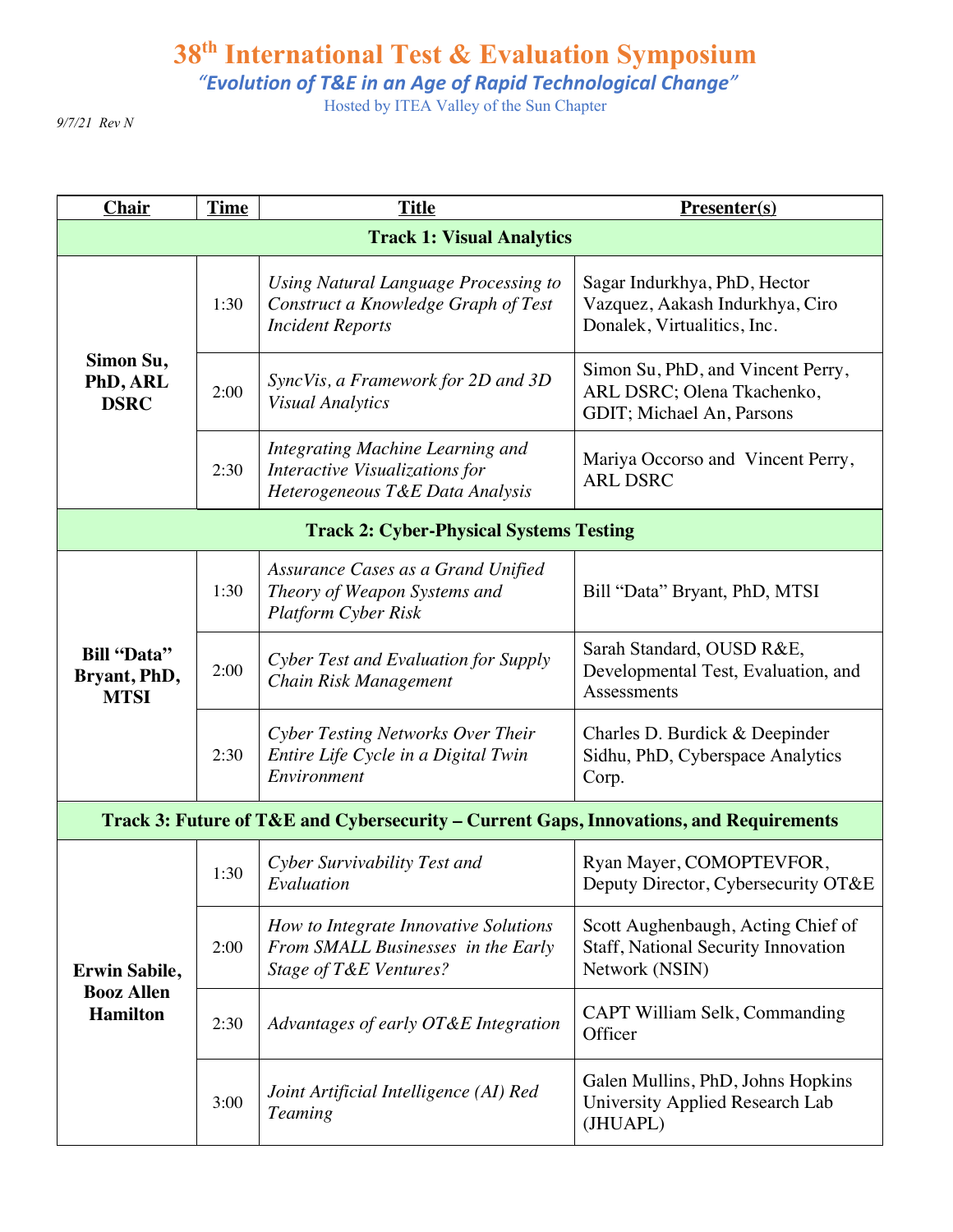# 38th International Test & Evaluation Symposium

*"Evolution of T&E in an Age of Rapid Technological Change"*

Hosted by ITEA Valley of the Sun Chapter

*9/7/21 Rev N*

| Chair | Time | Title | Presenter(s) |
|---|---|---|---|
| **Track 1: Visual Analytics** | | | |
| **Simon Su, PhD, ARL DSRC** | 1:30 | *Using Natural Language Processing to Construct a Knowledge Graph of Test Incident Reports* | Sagar Indurkhya, PhD, Hector Vazquez, Aakash Indurkhya, Ciro Donalek, Virtualitics, Inc. |
| | 2:00 | *SyncVis, a Framework for 2D and 3D Visual Analytics* | Simon Su, PhD, and Vincent Perry, ARL DSRC; Olena Tkachenko, GDIT; Michael An, Parsons |
| | 2:30 | *Integrating Machine Learning and Interactive Visualizations for Heterogeneous T&E Data Analysis* | Mariya Occorso and Vincent Perry, ARL DSRC |
| **Track 2: Cyber-Physical Systems Testing** | | | |
| **Bill "Data" Bryant, PhD, MTSI** | 1:30 | *Assurance Cases as a Grand Unified Theory of Weapon Systems and Platform Cyber Risk* | Bill "Data" Bryant, PhD, MTSI |
| | 2:00 | *Cyber Test and Evaluation for Supply Chain Risk Management* | Sarah Standard, OUSD R&E, Developmental Test, Evaluation, and Assessments |
| | 2:30 | *Cyber Testing Networks Over Their Entire Life Cycle in a Digital Twin Environment* | Charles D. Burdick & Deepinder Sidhu, PhD, Cyberspace Analytics Corp. |
| **Track 3: Future of T&E and Cybersecurity – Current Gaps, Innovations, and Requirements** | | | |
| **Erwin Sabile, Booz Allen Hamilton** | 1:30 | *Cyber Survivability Test and Evaluation* | Ryan Mayer, COMOPTEVFOR, Deputy Director, Cybersecurity OT&E |
| | 2:00 | *How to Integrate Innovative Solutions From SMALL Businesses in the Early Stage of T&E Ventures?* | Scott Aughenbaugh, Acting Chief of Staff, National Security Innovation Network (NSIN) |
| | 2:30 | *Advantages of early OT&E Integration* | CAPT William Selk, Commanding Officer |
| | 3:00 | *Joint Artificial Intelligence (AI) Red Teaming* | Galen Mullins, PhD, Johns Hopkins University Applied Research Lab (JHUAPL) |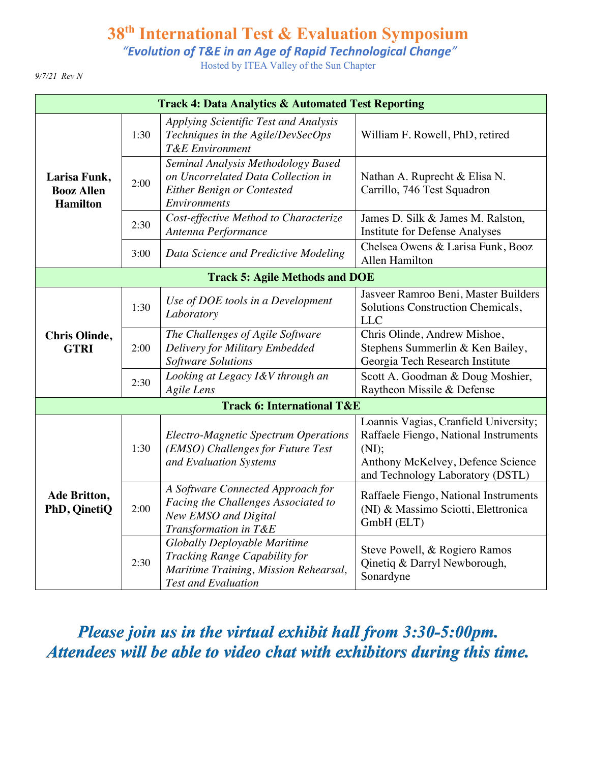# 38th International Test & Evaluation Symposium

*"Evolution of T&E in an Age of Rapid Technological Change"*

Hosted by ITEA Valley of the Sun Chapter

*9/7/21 Rev N*

| **Track 4: Data Analytics & Automated Test Reporting** | | | |
|---|---|---|---|
| **Larisa Funk, Booz Allen Hamilton** | 1:30 | *Applying Scientific Test and Analysis Techniques in the Agile/DevSecOps T&E Environment* | William F. Rowell, PhD, retired |
| | 2:00 | *Seminal Analysis Methodology Based on Uncorrelated Data Collection in Either Benign or Contested Environments* | Nathan A. Ruprecht & Elisa N. Carrillo, 746 Test Squadron |
| | 2:30 | *Cost-effective Method to Characterize Antenna Performance* | James D. Silk & James M. Ralston, Institute for Defense Analyses |
| | 3:00 | *Data Science and Predictive Modeling* | Chelsea Owens & Larisa Funk, Booz Allen Hamilton |
| **Track 5: Agile Methods and DOE** | | | |
| **Chris Olinde, GTRI** | 1:30 | *Use of DOE tools in a Development Laboratory* | Jasveer Ramroo Beni, Master Builders Solutions Construction Chemicals, LLC |
| | 2:00 | *The Challenges of Agile Software Delivery for Military Embedded Software Solutions* | Chris Olinde, Andrew Mishoe, Stephens Summerlin & Ken Bailey, Georgia Tech Research Institute |
| | 2:30 | *Looking at Legacy I&V through an Agile Lens* | Scott A. Goodman & Doug Moshier, Raytheon Missile & Defense |
| **Track 6: International T&E** | | | |
| **Ade Britton, PhD, QinetiQ** | 1:30 | *Electro-Magnetic Spectrum Operations (EMSO) Challenges for Future Test and Evaluation Systems* | Loannis Vagias, Cranfield University; Raffaele Fiengo, National Instruments (NI); Anthony McKelvey, Defence Science and Technology Laboratory (DSTL) |
| | 2:00 | *A Software Connected Approach for Facing the Challenges Associated to New EMSO and Digital Transformation in T&E* | Raffaele Fiengo, National Instruments (NI) & Massimo Sciotti, Elettronica GmbH (ELT) |
| | 2:30 | *Globally Deployable Maritime Tracking Range Capability for Maritime Training, Mission Rehearsal, Test and Evaluation* | Steve Powell, & Rogiero Ramos Qinetiq & Darryl Newborough, Sonardyne |

***Please join us in the virtual exhibit hall from 3:30-5:00pm. Attendees will be able to video chat with exhibitors during this time.***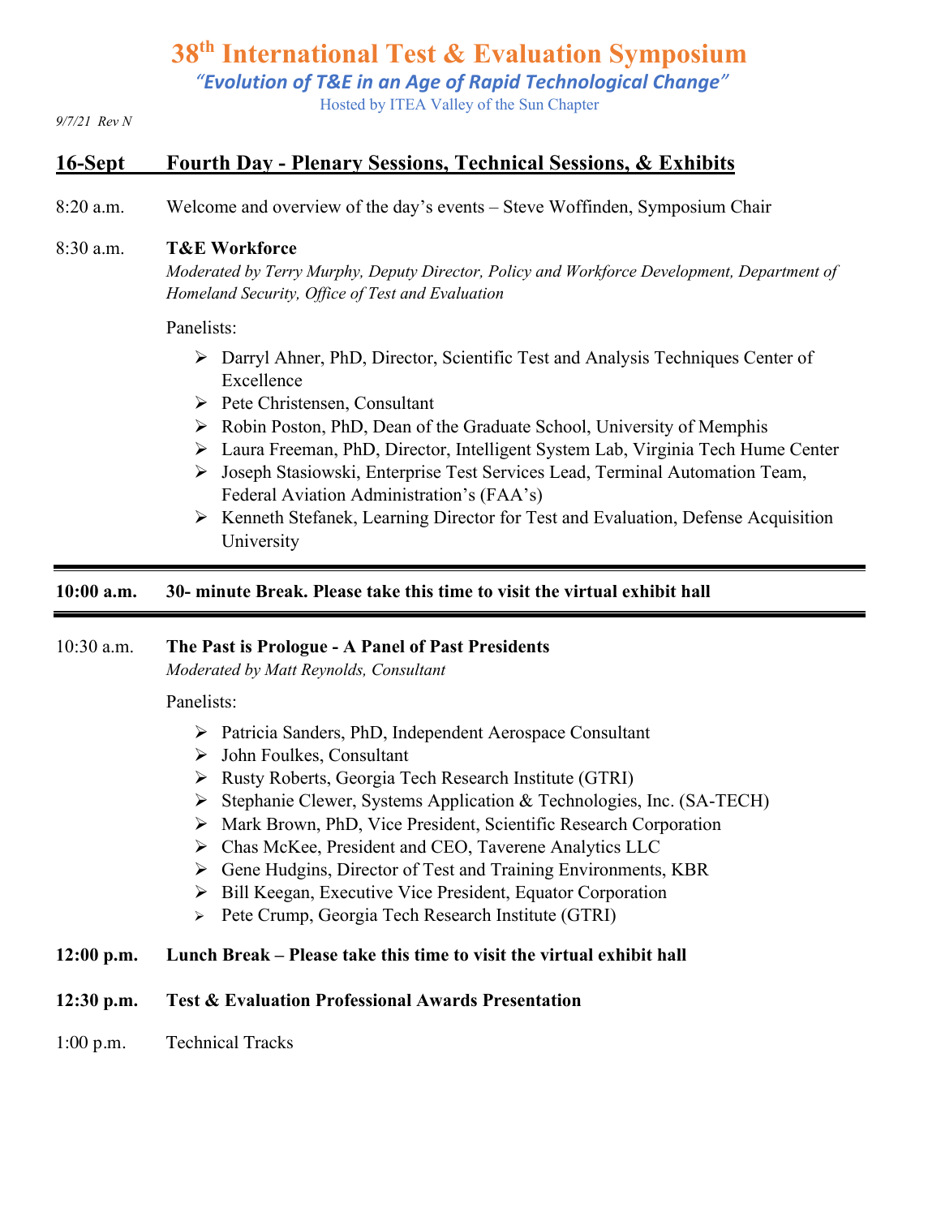# 38th International Test & Evaluation Symposium

*"Evolution of T&E in an Age of Rapid Technological Change"*

Hosted by ITEA Valley of the Sun Chapter

*9/7/21 Rev N*

## 16-Sept Fourth Day - Plenary Sessions, Technical Sessions, & Exhibits

8:20 a.m. Welcome and overview of the day's events – Steve Woffinden, Symposium Chair

8:30 a.m. **T&E Workforce**

*Moderated by Terry Murphy, Deputy Director, Policy and Workforce Development, Department of Homeland Security, Office of Test and Evaluation*

Panelists:

- Darryl Ahner, PhD, Director, Scientific Test and Analysis Techniques Center of Excellence
- Pete Christensen, Consultant
- Robin Poston, PhD, Dean of the Graduate School, University of Memphis
- Laura Freeman, PhD, Director, Intelligent System Lab, Virginia Tech Hume Center
- Joseph Stasiowski, Enterprise Test Services Lead, Terminal Automation Team, Federal Aviation Administration's (FAA's)
- Kenneth Stefanek, Learning Director for Test and Evaluation, Defense Acquisition University

---

**10:00 a.m. 30- minute Break. Please take this time to visit the virtual exhibit hall**

---

10:30 a.m. **The Past is Prologue - A Panel of Past Presidents**

*Moderated by Matt Reynolds, Consultant*

Panelists:

- Patricia Sanders, PhD, Independent Aerospace Consultant
- John Foulkes, Consultant
- Rusty Roberts, Georgia Tech Research Institute (GTRI)
- Stephanie Clewer, Systems Application & Technologies, Inc. (SA-TECH)
- Mark Brown, PhD, Vice President, Scientific Research Corporation
- Chas McKee, President and CEO, Taverene Analytics LLC
- Gene Hudgins, Director of Test and Training Environments, KBR
- Bill Keegan, Executive Vice President, Equator Corporation
- Pete Crump, Georgia Tech Research Institute (GTRI)

**12:00 p.m. Lunch Break – Please take this time to visit the virtual exhibit hall**

**12:30 p.m. Test & Evaluation Professional Awards Presentation**

1:00 p.m. Technical Tracks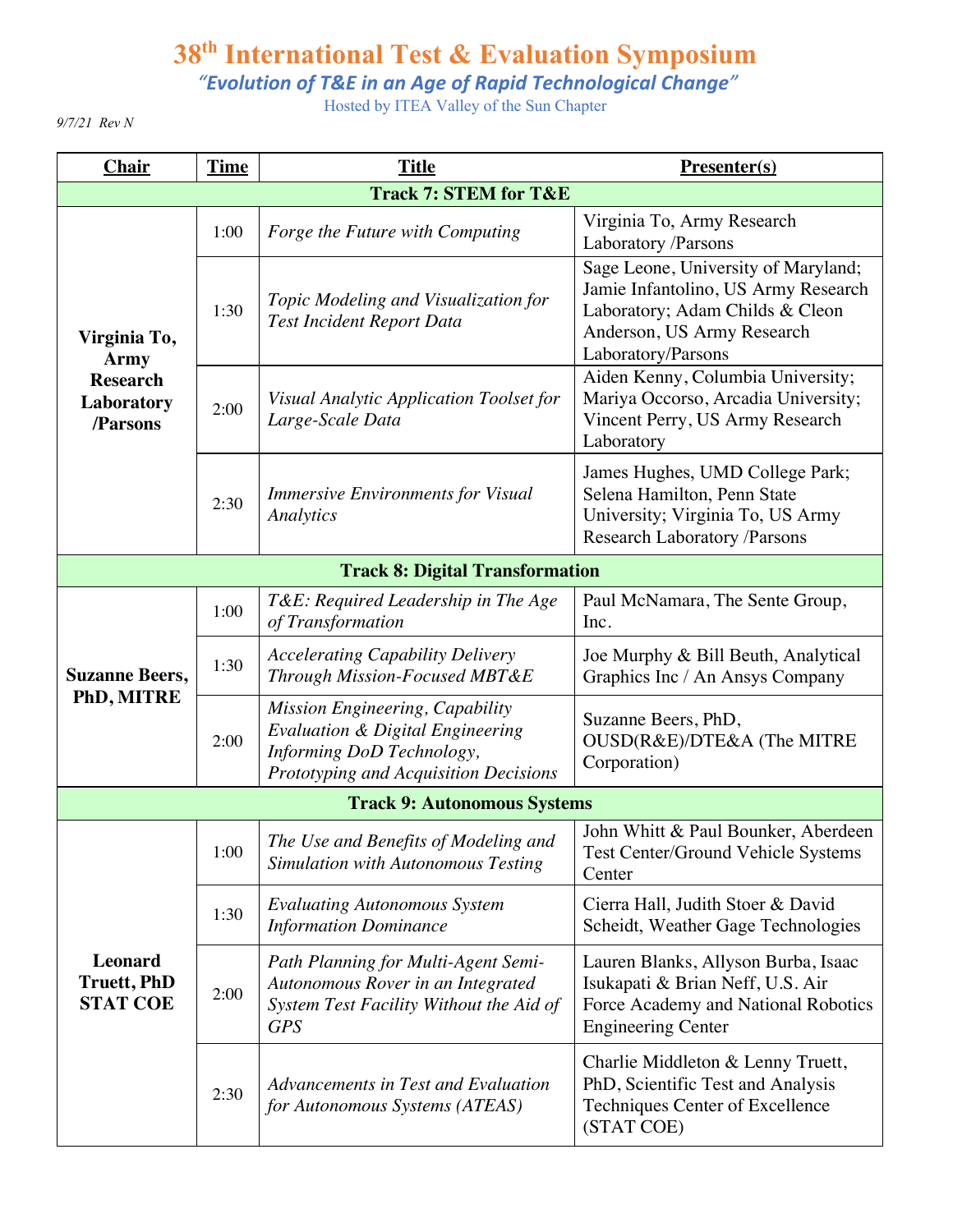# 38th International Test & Evaluation Symposium

*"Evolution of T&E in an Age of Rapid Technological Change"*

Hosted by ITEA Valley of the Sun Chapter

*9/7/21 Rev N*

| Chair | Time | Title | Presenter(s) |
|---|---|---|---|
| **Track 7: STEM for T&E** | | | |
| **Virginia To, Army Research Laboratory /Parsons** | 1:00 | *Forge the Future with Computing* | Virginia To, Army Research Laboratory /Parsons |
| | 1:30 | *Topic Modeling and Visualization for Test Incident Report Data* | Sage Leone, University of Maryland; Jamie Infantolino, US Army Research Laboratory; Adam Childs & Cleon Anderson, US Army Research Laboratory/Parsons |
| | 2:00 | *Visual Analytic Application Toolset for Large-Scale Data* | Aiden Kenny, Columbia University; Mariya Occorso, Arcadia University; Vincent Perry, US Army Research Laboratory |
| | 2:30 | *Immersive Environments for Visual Analytics* | James Hughes, UMD College Park; Selena Hamilton, Penn State University; Virginia To, US Army Research Laboratory /Parsons |
| **Track 8: Digital Transformation** | | | |
| **Suzanne Beers, PhD, MITRE** | 1:00 | *T&E: Required Leadership in The Age of Transformation* | Paul McNamara, The Sente Group, Inc. |
| | 1:30 | *Accelerating Capability Delivery Through Mission-Focused MBT&E* | Joe Murphy & Bill Beuth, Analytical Graphics Inc / An Ansys Company |
| | 2:00 | *Mission Engineering, Capability Evaluation & Digital Engineering Informing DoD Technology, Prototyping and Acquisition Decisions* | Suzanne Beers, PhD, OUSD(R&E)/DTE&A (The MITRE Corporation) |
| **Track 9: Autonomous Systems** | | | |
| **Leonard Truett, PhD STAT COE** | 1:00 | *The Use and Benefits of Modeling and Simulation with Autonomous Testing* | John Whitt & Paul Bounker, Aberdeen Test Center/Ground Vehicle Systems Center |
| | 1:30 | *Evaluating Autonomous System Information Dominance* | Cierra Hall, Judith Stoer & David Scheidt, Weather Gage Technologies |
| | 2:00 | *Path Planning for Multi-Agent Semi-Autonomous Rover in an Integrated System Test Facility Without the Aid of GPS* | Lauren Blanks, Allyson Burba, Isaac Isukapati & Brian Neff, U.S. Air Force Academy and National Robotics Engineering Center |
| | 2:30 | *Advancements in Test and Evaluation for Autonomous Systems (ATEAS)* | Charlie Middleton & Lenny Truett, PhD, Scientific Test and Analysis Techniques Center of Excellence (STAT COE) |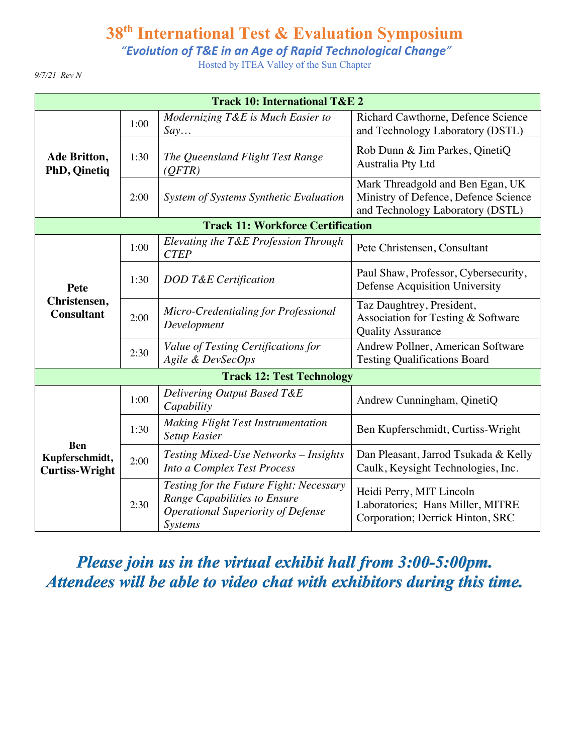# 38th International Test & Evaluation Symposium

*"Evolution of T&E in an Age of Rapid Technological Change"*

Hosted by ITEA Valley of the Sun Chapter

*9/7/21 Rev N*

| **Track 10: International T&E 2** | | | |
|---|---|---|---|
| **Ade Britton, PhD, Qinetiq** | 1:00 | *Modernizing T&E is Much Easier to Say…* | Richard Cawthorne, Defence Science and Technology Laboratory (DSTL) |
| | 1:30 | *The Queensland Flight Test Range (QFTR)* | Rob Dunn & Jim Parkes, QinetiQ Australia Pty Ltd |
| | 2:00 | *System of Systems Synthetic Evaluation* | Mark Threadgold and Ben Egan, UK Ministry of Defence, Defence Science and Technology Laboratory (DSTL) |
| **Track 11: Workforce Certification** | | | |
| **Pete Christensen, Consultant** | 1:00 | *Elevating the T&E Profession Through CTEP* | Pete Christensen, Consultant |
| | 1:30 | *DOD T&E Certification* | Paul Shaw, Professor, Cybersecurity, Defense Acquisition University |
| | 2:00 | *Micro-Credentialing for Professional Development* | Taz Daughtrey, President, Association for Testing & Software Quality Assurance |
| | 2:30 | *Value of Testing Certifications for Agile & DevSecOps* | Andrew Pollner, American Software Testing Qualifications Board |
| **Track 12: Test Technology** | | | |
| **Ben Kupferschmidt, Curtiss-Wright** | 1:00 | *Delivering Output Based T&E Capability* | Andrew Cunningham, QinetiQ |
| | 1:30 | *Making Flight Test Instrumentation Setup Easier* | Ben Kupferschmidt, Curtiss-Wright |
| | 2:00 | *Testing Mixed-Use Networks – Insights Into a Complex Test Process* | Dan Pleasant, Jarrod Tsukada & Kelly Caulk, Keysight Technologies, Inc. |
| | 2:30 | *Testing for the Future Fight: Necessary Range Capabilities to Ensure Operational Superiority of Defense Systems* | Heidi Perry, MIT Lincoln Laboratories; Hans Miller, MITRE Corporation; Derrick Hinton, SRC |

***Please join us in the virtual exhibit hall from 3:00-5:00pm. Attendees will be able to video chat with exhibitors during this time.***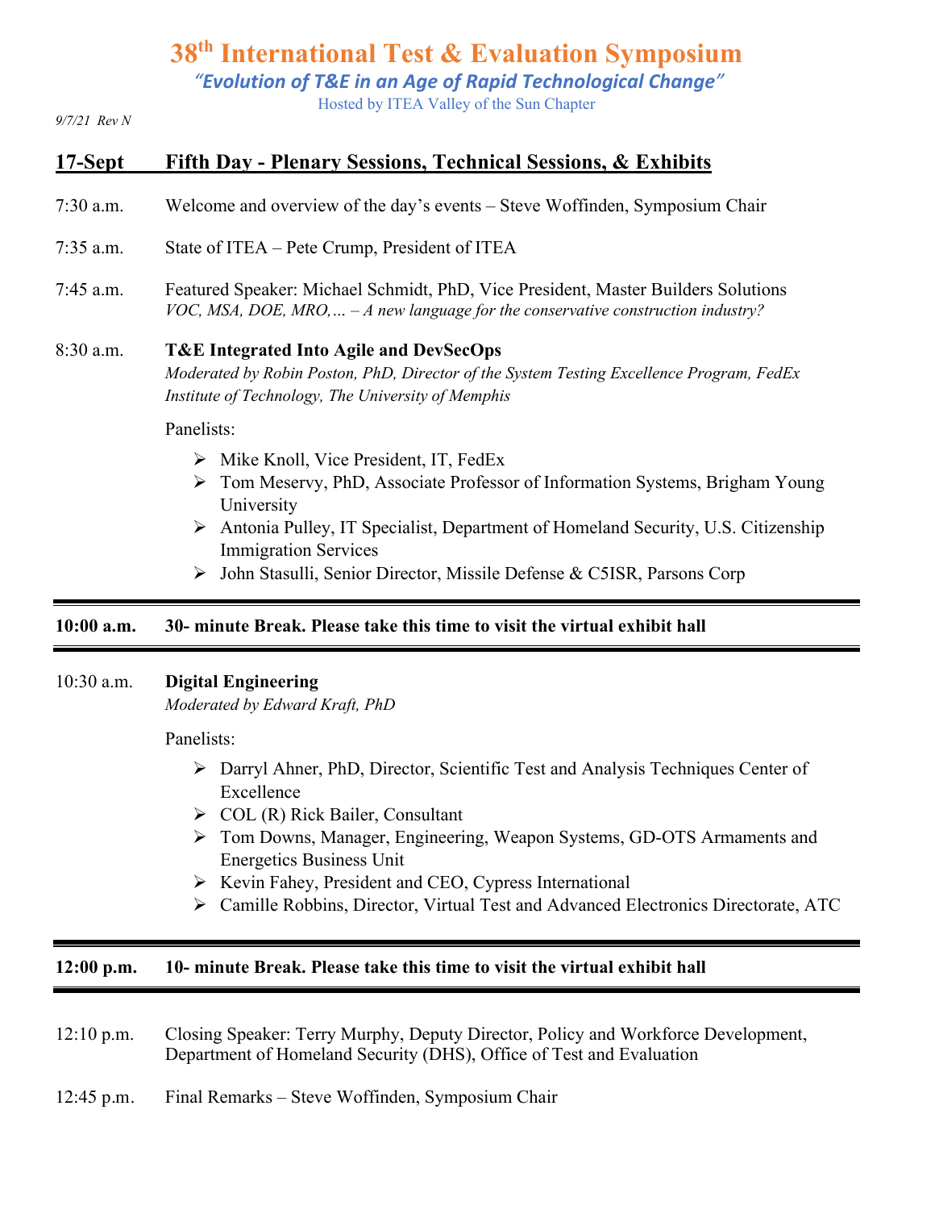# 38th International Test & Evaluation Symposium

*"Evolution of T&E in an Age of Rapid Technological Change"*

Hosted by ITEA Valley of the Sun Chapter

*9/7/21 Rev N*

## 17-Sept Fifth Day - Plenary Sessions, Technical Sessions, & Exhibits

7:30 a.m. Welcome and overview of the day's events – Steve Woffinden, Symposium Chair

7:35 a.m. State of ITEA – Pete Crump, President of ITEA

7:45 a.m. Featured Speaker: Michael Schmidt, PhD, Vice President, Master Builders Solutions
*VOC, MSA, DOE, MRO,… – A new language for the conservative construction industry?*

8:30 a.m. **T&E Integrated Into Agile and DevSecOps**
*Moderated by Robin Poston, PhD, Director of the System Testing Excellence Program, FedEx Institute of Technology, The University of Memphis*

Panelists:

- Mike Knoll, Vice President, IT, FedEx
- Tom Meservy, PhD, Associate Professor of Information Systems, Brigham Young University
- Antonia Pulley, IT Specialist, Department of Homeland Security, U.S. Citizenship Immigration Services
- John Stasulli, Senior Director, Missile Defense & C5ISR, Parsons Corp

---

**10:00 a.m. 30- minute Break. Please take this time to visit the virtual exhibit hall**

---

10:30 a.m. **Digital Engineering**
*Moderated by Edward Kraft, PhD*

Panelists:

- Darryl Ahner, PhD, Director, Scientific Test and Analysis Techniques Center of Excellence
- COL (R) Rick Bailer, Consultant
- Tom Downs, Manager, Engineering, Weapon Systems, GD-OTS Armaments and Energetics Business Unit
- Kevin Fahey, President and CEO, Cypress International
- Camille Robbins, Director, Virtual Test and Advanced Electronics Directorate, ATC

---

**12:00 p.m. 10- minute Break. Please take this time to visit the virtual exhibit hall**

---

12:10 p.m. Closing Speaker: Terry Murphy, Deputy Director, Policy and Workforce Development, Department of Homeland Security (DHS), Office of Test and Evaluation

12:45 p.m. Final Remarks – Steve Woffinden, Symposium Chair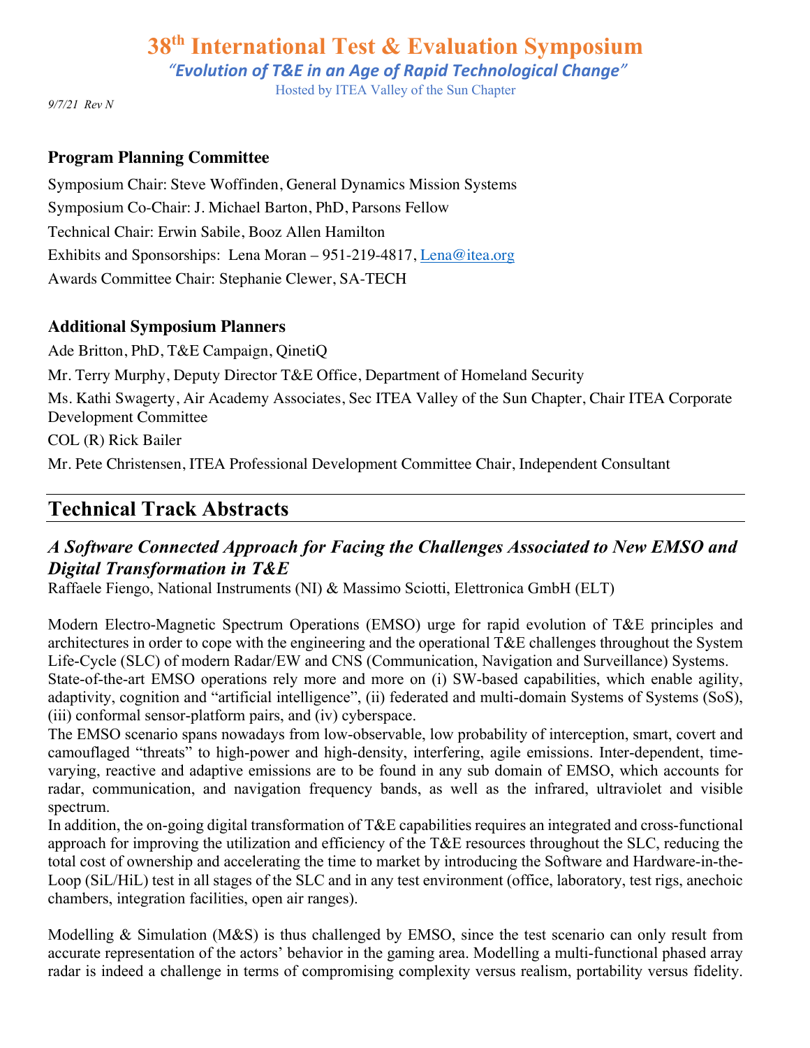# 38th International Test & Evaluation Symposium

*"Evolution of T&E in an Age of Rapid Technological Change"*

Hosted by ITEA Valley of the Sun Chapter

*9/7/21 Rev N*

### Program Planning Committee

Symposium Chair: Steve Woffinden, General Dynamics Mission Systems

Symposium Co-Chair: J. Michael Barton, PhD, Parsons Fellow

Technical Chair: Erwin Sabile, Booz Allen Hamilton

Exhibits and Sponsorships: Lena Moran – 951-219-4817, Lena@itea.org

Awards Committee Chair: Stephanie Clewer, SA-TECH

### Additional Symposium Planners

Ade Britton, PhD, T&E Campaign, QinetiQ

Mr. Terry Murphy, Deputy Director T&E Office, Department of Homeland Security

Ms. Kathi Swagerty, Air Academy Associates, Sec ITEA Valley of the Sun Chapter, Chair ITEA Corporate Development Committee

COL (R) Rick Bailer

Mr. Pete Christensen, ITEA Professional Development Committee Chair, Independent Consultant

## Technical Track Abstracts

### *A Software Connected Approach for Facing the Challenges Associated to New EMSO and Digital Transformation in T&E*

Raffaele Fiengo, National Instruments (NI) & Massimo Sciotti, Elettronica GmbH (ELT)

Modern Electro-Magnetic Spectrum Operations (EMSO) urge for rapid evolution of T&E principles and architectures in order to cope with the engineering and the operational T&E challenges throughout the System Life-Cycle (SLC) of modern Radar/EW and CNS (Communication, Navigation and Surveillance) Systems.
State-of-the-art EMSO operations rely more and more on (i) SW-based capabilities, which enable agility, adaptivity, cognition and "artificial intelligence", (ii) federated and multi-domain Systems of Systems (SoS), (iii) conformal sensor-platform pairs, and (iv) cyberspace.
The EMSO scenario spans nowadays from low-observable, low probability of interception, smart, covert and camouflaged "threats" to high-power and high-density, interfering, agile emissions. Inter-dependent, time-varying, reactive and adaptive emissions are to be found in any sub domain of EMSO, which accounts for radar, communication, and navigation frequency bands, as well as the infrared, ultraviolet and visible spectrum.
In addition, the on-going digital transformation of T&E capabilities requires an integrated and cross-functional approach for improving the utilization and efficiency of the T&E resources throughout the SLC, reducing the total cost of ownership and accelerating the time to market by introducing the Software and Hardware-in-the-Loop (SiL/HiL) test in all stages of the SLC and in any test environment (office, laboratory, test rigs, anechoic chambers, integration facilities, open air ranges).

Modelling & Simulation (M&S) is thus challenged by EMSO, since the test scenario can only result from accurate representation of the actors' behavior in the gaming area. Modelling a multi-functional phased array radar is indeed a challenge in terms of compromising complexity versus realism, portability versus fidelity.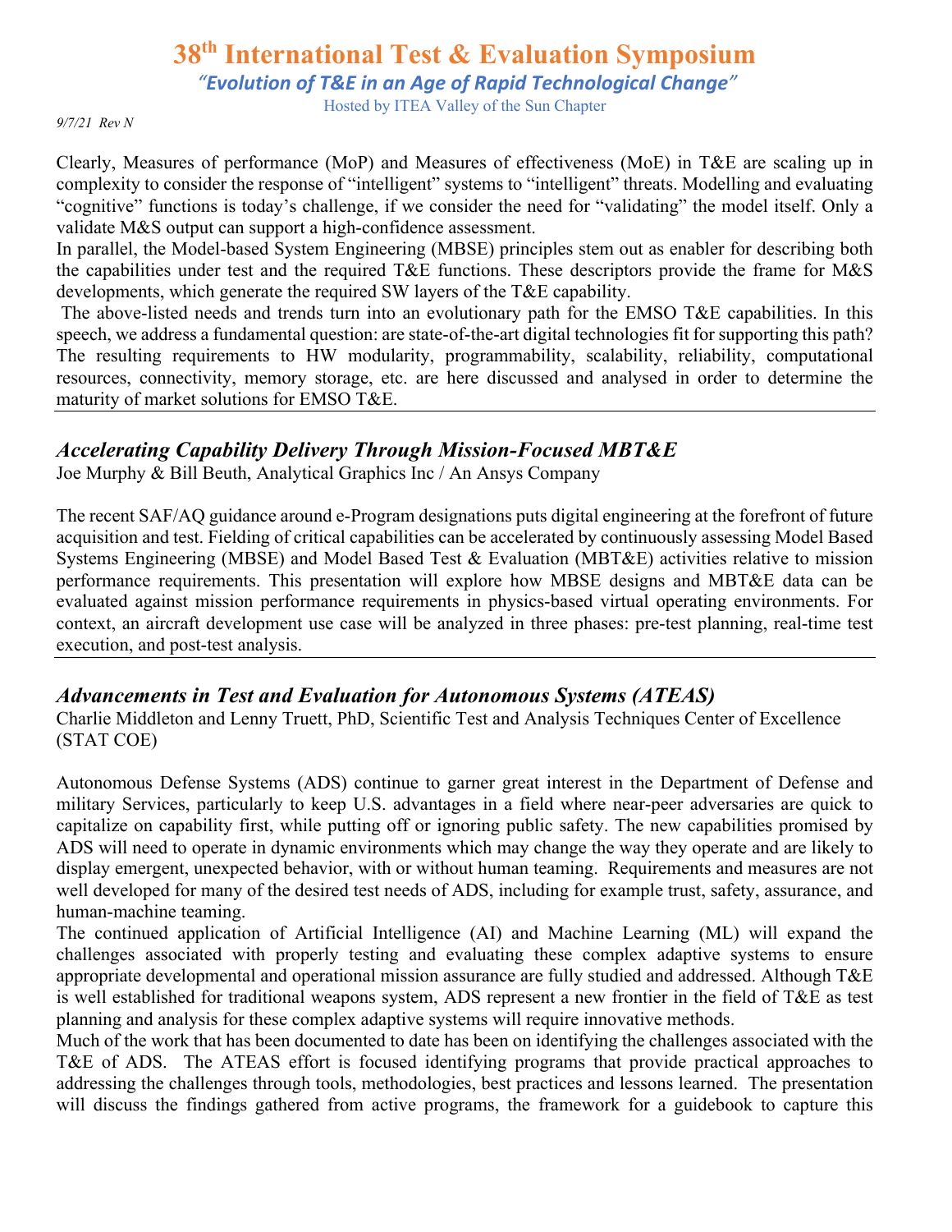Clearly, Measures of performance (MoP) and Measures of effectiveness (MoE) in T&E are scaling up in complexity to consider the response of "intelligent" systems to "intelligent" threats. Modelling and evaluating "cognitive" functions is today's challenge, if we consider the need for "validating" the model itself. Only a validate M&S output can support a high-confidence assessment.
In parallel, the Model-based System Engineering (MBSE) principles stem out as enabler for describing both the capabilities under test and the required T&E functions. These descriptors provide the frame for M&S developments, which generate the required SW layers of the T&E capability.
The above-listed needs and trends turn into an evolutionary path for the EMSO T&E capabilities. In this speech, we address a fundamental question: are state-of-the-art digital technologies fit for supporting this path? The resulting requirements to HW modularity, programmability, scalability, reliability, computational resources, connectivity, memory storage, etc. are here discussed and analysed in order to determine the maturity of market solutions for EMSO T&E.

---

## *Accelerating Capability Delivery Through Mission-Focused MBT&E*

Joe Murphy & Bill Beuth, Analytical Graphics Inc / An Ansys Company

The recent SAF/AQ guidance around e-Program designations puts digital engineering at the forefront of future acquisition and test. Fielding of critical capabilities can be accelerated by continuously assessing Model Based Systems Engineering (MBSE) and Model Based Test & Evaluation (MBT&E) activities relative to mission performance requirements. This presentation will explore how MBSE designs and MBT&E data can be evaluated against mission performance requirements in physics-based virtual operating environments. For context, an aircraft development use case will be analyzed in three phases: pre-test planning, real-time test execution, and post-test analysis.

---

## *Advancements in Test and Evaluation for Autonomous Systems (ATEAS)*

Charlie Middleton and Lenny Truett, PhD, Scientific Test and Analysis Techniques Center of Excellence (STAT COE)

Autonomous Defense Systems (ADS) continue to garner great interest in the Department of Defense and military Services, particularly to keep U.S. advantages in a field where near-peer adversaries are quick to capitalize on capability first, while putting off or ignoring public safety. The new capabilities promised by ADS will need to operate in dynamic environments which may change the way they operate and are likely to display emergent, unexpected behavior, with or without human teaming. Requirements and measures are not well developed for many of the desired test needs of ADS, including for example trust, safety, assurance, and human-machine teaming.
The continued application of Artificial Intelligence (AI) and Machine Learning (ML) will expand the challenges associated with properly testing and evaluating these complex adaptive systems to ensure appropriate developmental and operational mission assurance are fully studied and addressed. Although T&E is well established for traditional weapons system, ADS represent a new frontier in the field of T&E as test planning and analysis for these complex adaptive systems will require innovative methods.
Much of the work that has been documented to date has been on identifying the challenges associated with the T&E of ADS. The ATEAS effort is focused identifying programs that provide practical approaches to addressing the challenges through tools, methodologies, best practices and lessons learned. The presentation will discuss the findings gathered from active programs, the framework for a guidebook to capture this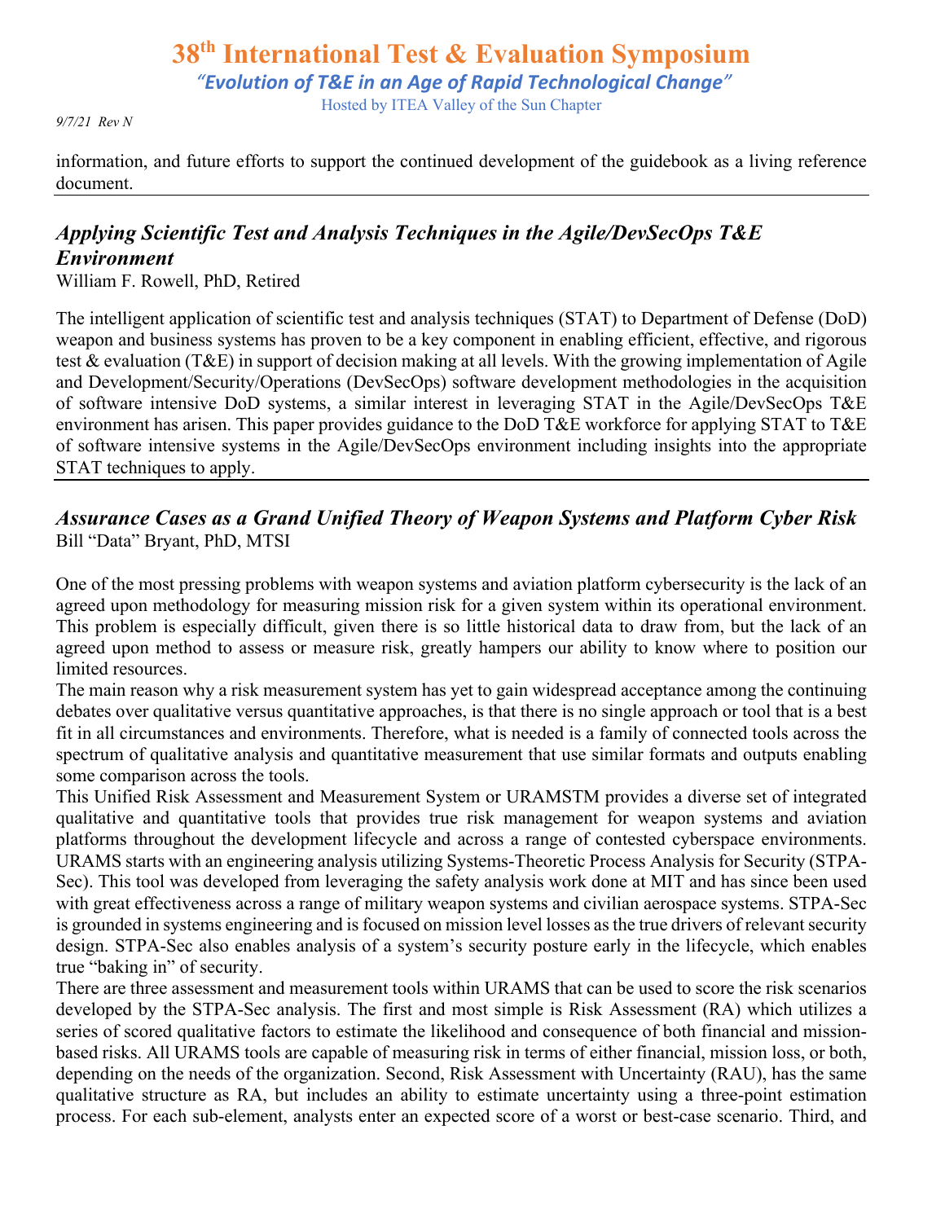information, and future efforts to support the continued development of the guidebook as a living reference document.

---

### *Applying Scientific Test and Analysis Techniques in the Agile/DevSecOps T&E Environment*

William F. Rowell, PhD, Retired

The intelligent application of scientific test and analysis techniques (STAT) to Department of Defense (DoD) weapon and business systems has proven to be a key component in enabling efficient, effective, and rigorous test & evaluation (T&E) in support of decision making at all levels. With the growing implementation of Agile and Development/Security/Operations (DevSecOps) software development methodologies in the acquisition of software intensive DoD systems, a similar interest in leveraging STAT in the Agile/DevSecOps T&E environment has arisen. This paper provides guidance to the DoD T&E workforce for applying STAT to T&E of software intensive systems in the Agile/DevSecOps environment including insights into the appropriate STAT techniques to apply.

---

### *Assurance Cases as a Grand Unified Theory of Weapon Systems and Platform Cyber Risk*

Bill "Data" Bryant, PhD, MTSI

One of the most pressing problems with weapon systems and aviation platform cybersecurity is the lack of an agreed upon methodology for measuring mission risk for a given system within its operational environment. This problem is especially difficult, given there is so little historical data to draw from, but the lack of an agreed upon method to assess or measure risk, greatly hampers our ability to know where to position our limited resources.

The main reason why a risk measurement system has yet to gain widespread acceptance among the continuing debates over qualitative versus quantitative approaches, is that there is no single approach or tool that is a best fit in all circumstances and environments. Therefore, what is needed is a family of connected tools across the spectrum of qualitative analysis and quantitative measurement that use similar formats and outputs enabling some comparison across the tools.

This Unified Risk Assessment and Measurement System or URAMSTM provides a diverse set of integrated qualitative and quantitative tools that provides true risk management for weapon systems and aviation platforms throughout the development lifecycle and across a range of contested cyberspace environments. URAMS starts with an engineering analysis utilizing Systems-Theoretic Process Analysis for Security (STPA-Sec). This tool was developed from leveraging the safety analysis work done at MIT and has since been used with great effectiveness across a range of military weapon systems and civilian aerospace systems. STPA-Sec is grounded in systems engineering and is focused on mission level losses as the true drivers of relevant security design. STPA-Sec also enables analysis of a system's security posture early in the lifecycle, which enables true "baking in" of security.

There are three assessment and measurement tools within URAMS that can be used to score the risk scenarios developed by the STPA-Sec analysis. The first and most simple is Risk Assessment (RA) which utilizes a series of scored qualitative factors to estimate the likelihood and consequence of both financial and mission-based risks. All URAMS tools are capable of measuring risk in terms of either financial, mission loss, or both, depending on the needs of the organization. Second, Risk Assessment with Uncertainty (RAU), has the same qualitative structure as RA, but includes an ability to estimate uncertainty using a three-point estimation process. For each sub-element, analysts enter an expected score of a worst or best-case scenario. Third, and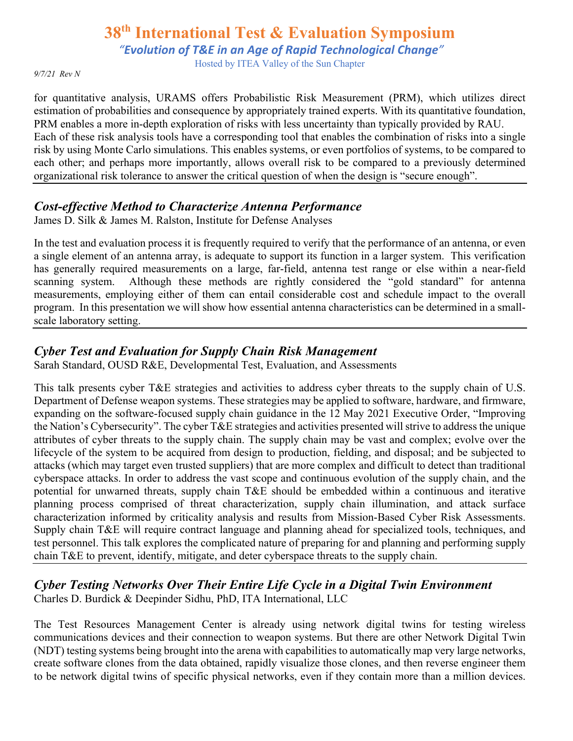for quantitative analysis, URAMS offers Probabilistic Risk Measurement (PRM), which utilizes direct estimation of probabilities and consequence by appropriately trained experts. With its quantitative foundation, PRM enables a more in-depth exploration of risks with less uncertainty than typically provided by RAU. Each of these risk analysis tools have a corresponding tool that enables the combination of risks into a single risk by using Monte Carlo simulations. This enables systems, or even portfolios of systems, to be compared to each other; and perhaps more importantly, allows overall risk to be compared to a previously determined organizational risk tolerance to answer the critical question of when the design is "secure enough".

---

## *Cost-effective Method to Characterize Antenna Performance*

James D. Silk & James M. Ralston, Institute for Defense Analyses

In the test and evaluation process it is frequently required to verify that the performance of an antenna, or even a single element of an antenna array, is adequate to support its function in a larger system. This verification has generally required measurements on a large, far-field, antenna test range or else within a near-field scanning system. Although these methods are rightly considered the "gold standard" for antenna measurements, employing either of them can entail considerable cost and schedule impact to the overall program. In this presentation we will show how essential antenna characteristics can be determined in a small-scale laboratory setting.

---

## *Cyber Test and Evaluation for Supply Chain Risk Management*

Sarah Standard, OUSD R&E, Developmental Test, Evaluation, and Assessments

This talk presents cyber T&E strategies and activities to address cyber threats to the supply chain of U.S. Department of Defense weapon systems. These strategies may be applied to software, hardware, and firmware, expanding on the software-focused supply chain guidance in the 12 May 2021 Executive Order, "Improving the Nation's Cybersecurity". The cyber T&E strategies and activities presented will strive to address the unique attributes of cyber threats to the supply chain. The supply chain may be vast and complex; evolve over the lifecycle of the system to be acquired from design to production, fielding, and disposal; and be subjected to attacks (which may target even trusted suppliers) that are more complex and difficult to detect than traditional cyberspace attacks. In order to address the vast scope and continuous evolution of the supply chain, and the potential for unwarned threats, supply chain T&E should be embedded within a continuous and iterative planning process comprised of threat characterization, supply chain illumination, and attack surface characterization informed by criticality analysis and results from Mission-Based Cyber Risk Assessments. Supply chain T&E will require contract language and planning ahead for specialized tools, techniques, and test personnel. This talk explores the complicated nature of preparing for and planning and performing supply chain T&E to prevent, identify, mitigate, and deter cyberspace threats to the supply chain.

---

## *Cyber Testing Networks Over Their Entire Life Cycle in a Digital Twin Environment*

Charles D. Burdick & Deepinder Sidhu, PhD, ITA International, LLC

The Test Resources Management Center is already using network digital twins for testing wireless communications devices and their connection to weapon systems. But there are other Network Digital Twin (NDT) testing systems being brought into the arena with capabilities to automatically map very large networks, create software clones from the data obtained, rapidly visualize those clones, and then reverse engineer them to be network digital twins of specific physical networks, even if they contain more than a million devices.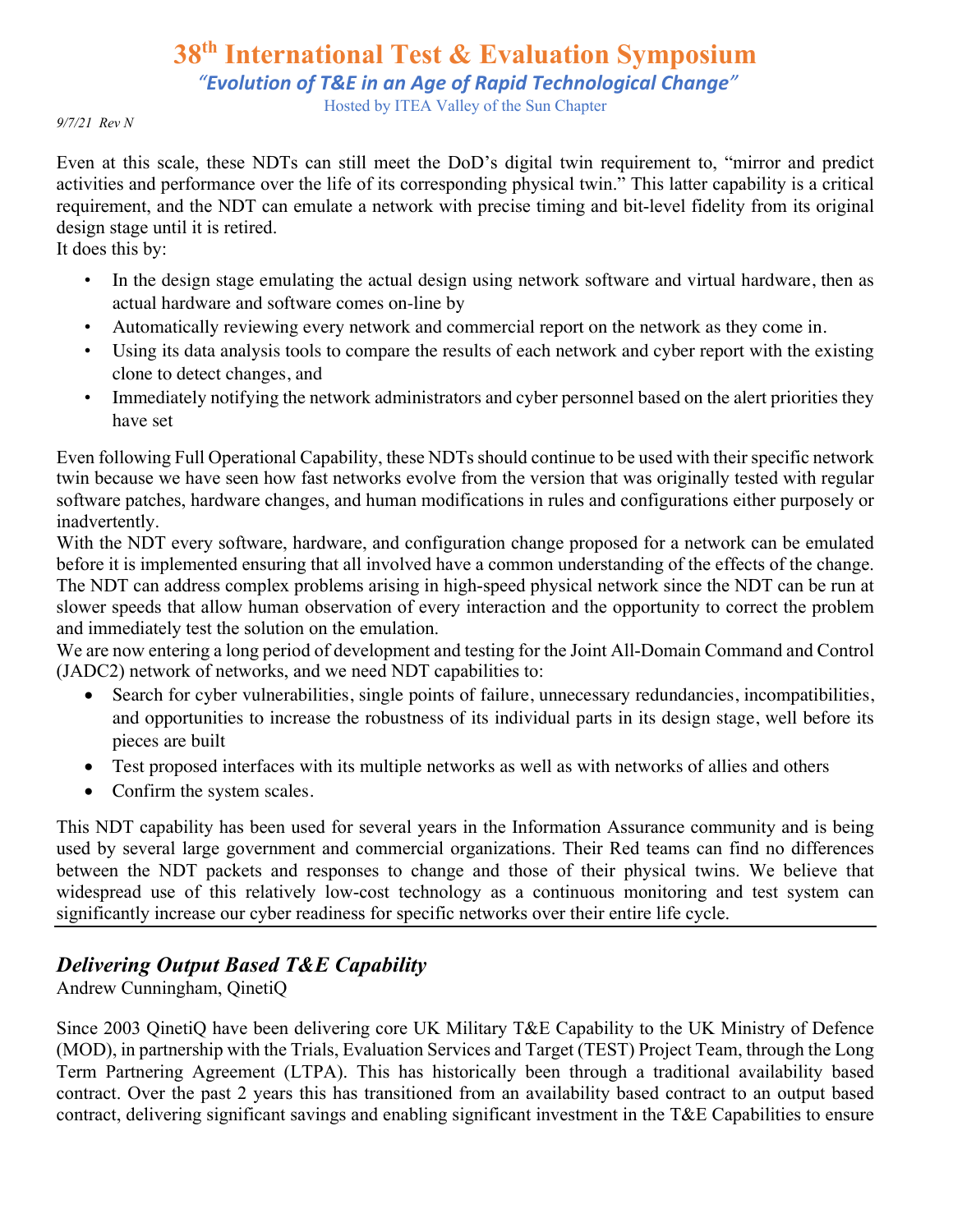Even at this scale, these NDTs can still meet the DoD's digital twin requirement to, "mirror and predict activities and performance over the life of its corresponding physical twin." This latter capability is a critical requirement, and the NDT can emulate a network with precise timing and bit-level fidelity from its original design stage until it is retired.

It does this by:

- In the design stage emulating the actual design using network software and virtual hardware, then as actual hardware and software comes on-line by
- Automatically reviewing every network and commercial report on the network as they come in.
- Using its data analysis tools to compare the results of each network and cyber report with the existing clone to detect changes, and
- Immediately notifying the network administrators and cyber personnel based on the alert priorities they have set

Even following Full Operational Capability, these NDTs should continue to be used with their specific network twin because we have seen how fast networks evolve from the version that was originally tested with regular software patches, hardware changes, and human modifications in rules and configurations either purposely or inadvertently.

With the NDT every software, hardware, and configuration change proposed for a network can be emulated before it is implemented ensuring that all involved have a common understanding of the effects of the change. The NDT can address complex problems arising in high-speed physical network since the NDT can be run at slower speeds that allow human observation of every interaction and the opportunity to correct the problem and immediately test the solution on the emulation.

We are now entering a long period of development and testing for the Joint All-Domain Command and Control (JADC2) network of networks, and we need NDT capabilities to:

- Search for cyber vulnerabilities, single points of failure, unnecessary redundancies, incompatibilities, and opportunities to increase the robustness of its individual parts in its design stage, well before its pieces are built
- Test proposed interfaces with its multiple networks as well as with networks of allies and others
- Confirm the system scales.

This NDT capability has been used for several years in the Information Assurance community and is being used by several large government and commercial organizations. Their Red teams can find no differences between the NDT packets and responses to change and those of their physical twins. We believe that widespread use of this relatively low-cost technology as a continuous monitoring and test system can significantly increase our cyber readiness for specific networks over their entire life cycle.

---

## *Delivering Output Based T&E Capability*

Andrew Cunningham, QinetiQ

Since 2003 QinetiQ have been delivering core UK Military T&E Capability to the UK Ministry of Defence (MOD), in partnership with the Trials, Evaluation Services and Target (TEST) Project Team, through the Long Term Partnering Agreement (LTPA). This has historically been through a traditional availability based contract. Over the past 2 years this has transitioned from an availability based contract to an output based contract, delivering significant savings and enabling significant investment in the T&E Capabilities to ensure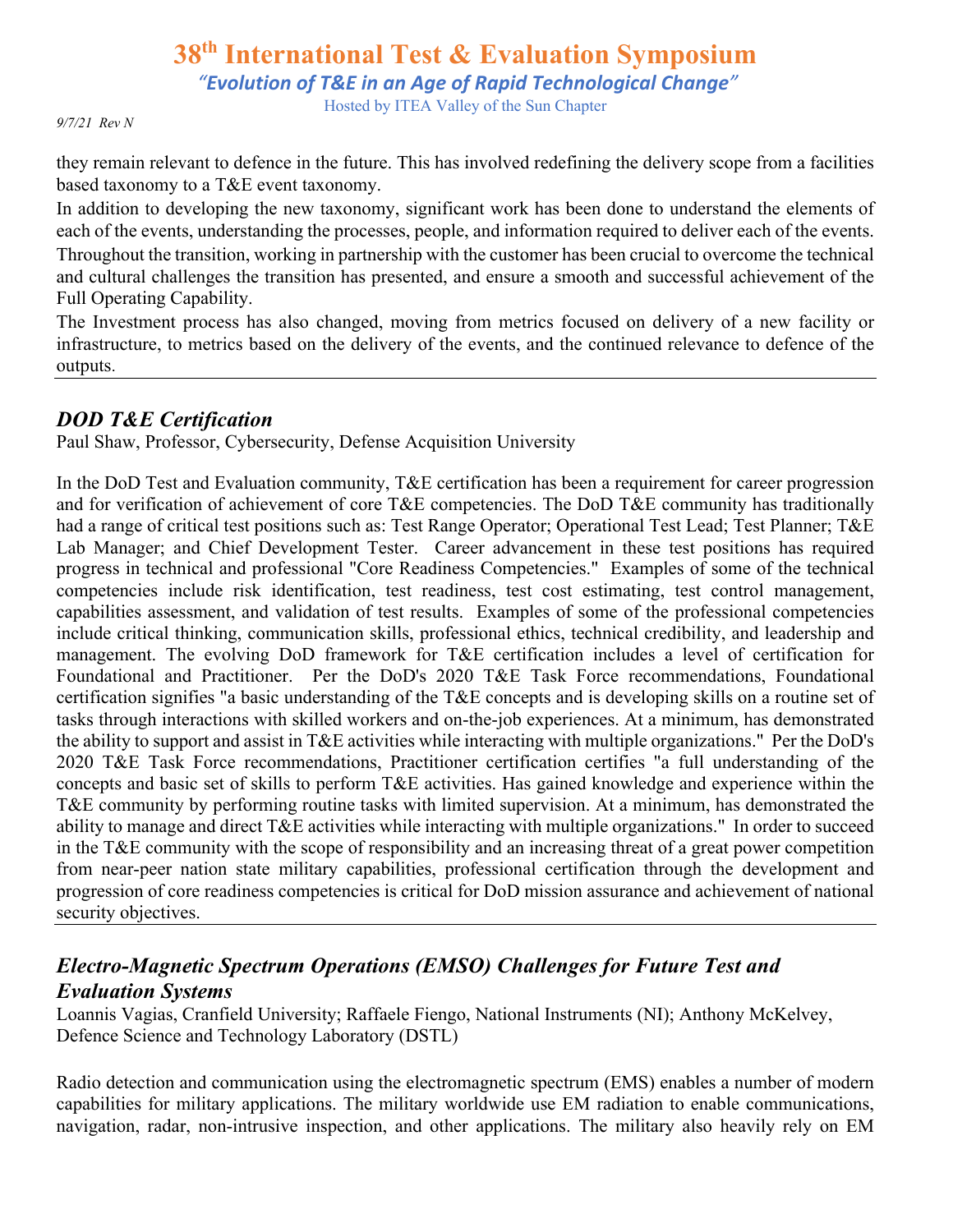they remain relevant to defence in the future. This has involved redefining the delivery scope from a facilities based taxonomy to a T&E event taxonomy.

In addition to developing the new taxonomy, significant work has been done to understand the elements of each of the events, understanding the processes, people, and information required to deliver each of the events.

Throughout the transition, working in partnership with the customer has been crucial to overcome the technical and cultural challenges the transition has presented, and ensure a smooth and successful achievement of the Full Operating Capability.

The Investment process has also changed, moving from metrics focused on delivery of a new facility or infrastructure, to metrics based on the delivery of the events, and the continued relevance to defence of the outputs.

---

## *DOD T&E Certification*

Paul Shaw, Professor, Cybersecurity, Defense Acquisition University

In the DoD Test and Evaluation community, T&E certification has been a requirement for career progression and for verification of achievement of core T&E competencies. The DoD T&E community has traditionally had a range of critical test positions such as: Test Range Operator; Operational Test Lead; Test Planner; T&E Lab Manager; and Chief Development Tester. Career advancement in these test positions has required progress in technical and professional "Core Readiness Competencies." Examples of some of the technical competencies include risk identification, test readiness, test cost estimating, test control management, capabilities assessment, and validation of test results. Examples of some of the professional competencies include critical thinking, communication skills, professional ethics, technical credibility, and leadership and management. The evolving DoD framework for T&E certification includes a level of certification for Foundational and Practitioner. Per the DoD's 2020 T&E Task Force recommendations, Foundational certification signifies "a basic understanding of the T&E concepts and is developing skills on a routine set of tasks through interactions with skilled workers and on-the-job experiences. At a minimum, has demonstrated the ability to support and assist in T&E activities while interacting with multiple organizations." Per the DoD's 2020 T&E Task Force recommendations, Practitioner certification certifies "a full understanding of the concepts and basic set of skills to perform T&E activities. Has gained knowledge and experience within the T&E community by performing routine tasks with limited supervision. At a minimum, has demonstrated the ability to manage and direct T&E activities while interacting with multiple organizations." In order to succeed in the T&E community with the scope of responsibility and an increasing threat of a great power competition from near-peer nation state military capabilities, professional certification through the development and progression of core readiness competencies is critical for DoD mission assurance and achievement of national security objectives.

---

## *Electro-Magnetic Spectrum Operations (EMSO) Challenges for Future Test and Evaluation Systems*

Loannis Vagias, Cranfield University; Raffaele Fiengo, National Instruments (NI); Anthony McKelvey, Defence Science and Technology Laboratory (DSTL)

Radio detection and communication using the electromagnetic spectrum (EMS) enables a number of modern capabilities for military applications. The military worldwide use EM radiation to enable communications, navigation, radar, non-intrusive inspection, and other applications. The military also heavily rely on EM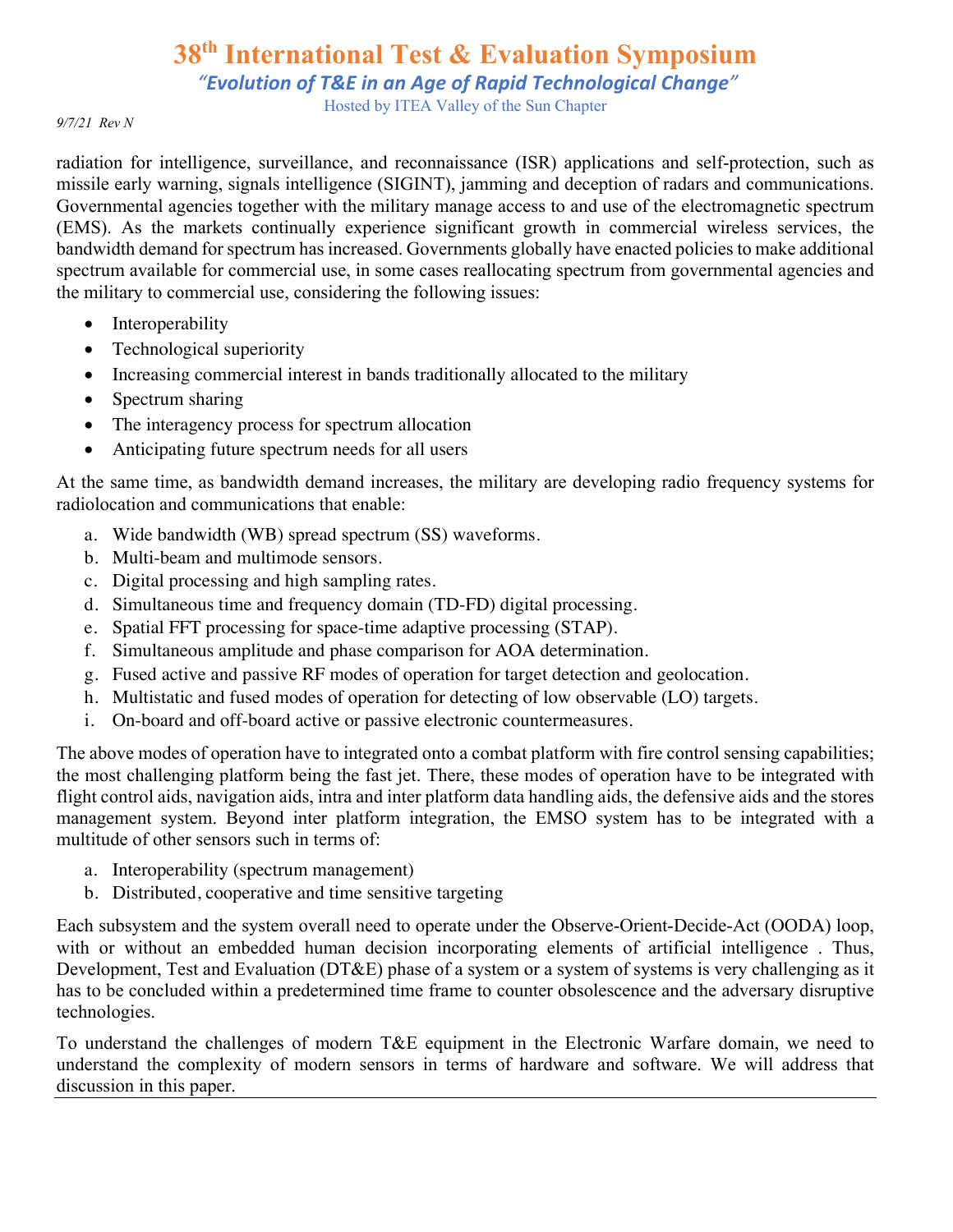radiation for intelligence, surveillance, and reconnaissance (ISR) applications and self-protection, such as missile early warning, signals intelligence (SIGINT), jamming and deception of radars and communications. Governmental agencies together with the military manage access to and use of the electromagnetic spectrum (EMS). As the markets continually experience significant growth in commercial wireless services, the bandwidth demand for spectrum has increased. Governments globally have enacted policies to make additional spectrum available for commercial use, in some cases reallocating spectrum from governmental agencies and the military to commercial use, considering the following issues:

- Interoperability
- Technological superiority
- Increasing commercial interest in bands traditionally allocated to the military
- Spectrum sharing
- The interagency process for spectrum allocation
- Anticipating future spectrum needs for all users

At the same time, as bandwidth demand increases, the military are developing radio frequency systems for radiolocation and communications that enable:

a. Wide bandwidth (WB) spread spectrum (SS) waveforms.
b. Multi-beam and multimode sensors.
c. Digital processing and high sampling rates.
d. Simultaneous time and frequency domain (TD-FD) digital processing.
e. Spatial FFT processing for space-time adaptive processing (STAP).
f. Simultaneous amplitude and phase comparison for AOA determination.
g. Fused active and passive RF modes of operation for target detection and geolocation.
h. Multistatic and fused modes of operation for detecting of low observable (LO) targets.
i. On-board and off-board active or passive electronic countermeasures.

The above modes of operation have to integrated onto a combat platform with fire control sensing capabilities; the most challenging platform being the fast jet. There, these modes of operation have to be integrated with flight control aids, navigation aids, intra and inter platform data handling aids, the defensive aids and the stores management system. Beyond inter platform integration, the EMSO system has to be integrated with a multitude of other sensors such in terms of:

a. Interoperability (spectrum management)
b. Distributed, cooperative and time sensitive targeting

Each subsystem and the system overall need to operate under the Observe-Orient-Decide-Act (OODA) loop, with or without an embedded human decision incorporating elements of artificial intelligence . Thus, Development, Test and Evaluation (DT&E) phase of a system or a system of systems is very challenging as it has to be concluded within a predetermined time frame to counter obsolescence and the adversary disruptive technologies.

To understand the challenges of modern T&E equipment in the Electronic Warfare domain, we need to understand the complexity of modern sensors in terms of hardware and software. We will address that discussion in this paper.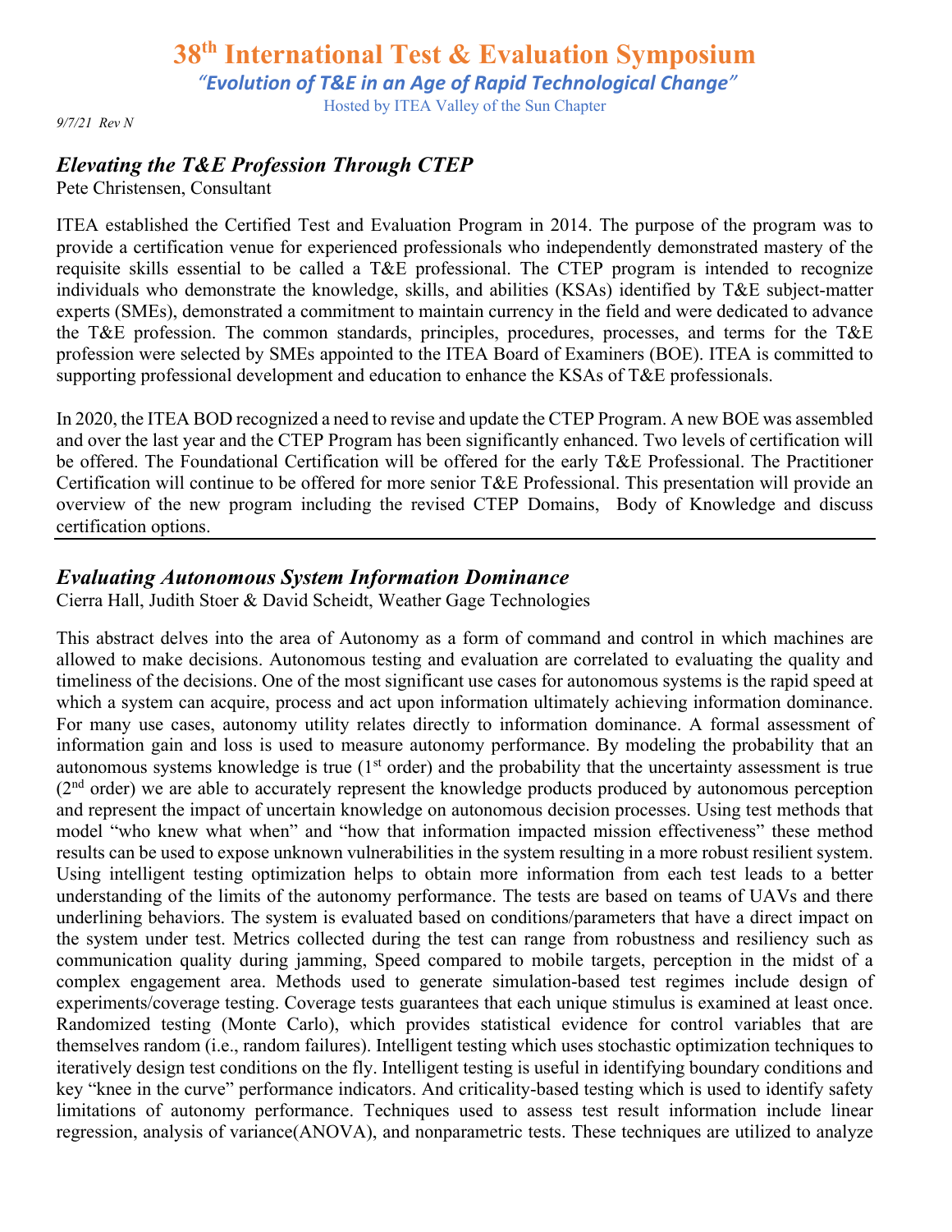# 38th International Test & Evaluation Symposium

*"Evolution of T&E in an Age of Rapid Technological Change"*

Hosted by ITEA Valley of the Sun Chapter

*9/7/21 Rev N*

## *Elevating the T&E Profession Through CTEP*

Pete Christensen, Consultant

ITEA established the Certified Test and Evaluation Program in 2014. The purpose of the program was to provide a certification venue for experienced professionals who independently demonstrated mastery of the requisite skills essential to be called a T&E professional. The CTEP program is intended to recognize individuals who demonstrate the knowledge, skills, and abilities (KSAs) identified by T&E subject-matter experts (SMEs), demonstrated a commitment to maintain currency in the field and were dedicated to advance the T&E profession. The common standards, principles, procedures, processes, and terms for the T&E profession were selected by SMEs appointed to the ITEA Board of Examiners (BOE). ITEA is committed to supporting professional development and education to enhance the KSAs of T&E professionals.

In 2020, the ITEA BOD recognized a need to revise and update the CTEP Program. A new BOE was assembled and over the last year and the CTEP Program has been significantly enhanced. Two levels of certification will be offered. The Foundational Certification will be offered for the early T&E Professional. The Practitioner Certification will continue to be offered for more senior T&E Professional. This presentation will provide an overview of the new program including the revised CTEP Domains, Body of Knowledge and discuss certification options.

---

## *Evaluating Autonomous System Information Dominance*

Cierra Hall, Judith Stoer & David Scheidt, Weather Gage Technologies

This abstract delves into the area of Autonomy as a form of command and control in which machines are allowed to make decisions. Autonomous testing and evaluation are correlated to evaluating the quality and timeliness of the decisions. One of the most significant use cases for autonomous systems is the rapid speed at which a system can acquire, process and act upon information ultimately achieving information dominance. For many use cases, autonomy utility relates directly to information dominance. A formal assessment of information gain and loss is used to measure autonomy performance. By modeling the probability that an autonomous systems knowledge is true (1st order) and the probability that the uncertainty assessment is true (2nd order) we are able to accurately represent the knowledge products produced by autonomous perception and represent the impact of uncertain knowledge on autonomous decision processes. Using test methods that model "who knew what when" and "how that information impacted mission effectiveness" these method results can be used to expose unknown vulnerabilities in the system resulting in a more robust resilient system. Using intelligent testing optimization helps to obtain more information from each test leads to a better understanding of the limits of the autonomy performance. The tests are based on teams of UAVs and there underlining behaviors. The system is evaluated based on conditions/parameters that have a direct impact on the system under test. Metrics collected during the test can range from robustness and resiliency such as communication quality during jamming, Speed compared to mobile targets, perception in the midst of a complex engagement area. Methods used to generate simulation-based test regimes include design of experiments/coverage testing. Coverage tests guarantees that each unique stimulus is examined at least once. Randomized testing (Monte Carlo), which provides statistical evidence for control variables that are themselves random (i.e., random failures). Intelligent testing which uses stochastic optimization techniques to iteratively design test conditions on the fly. Intelligent testing is useful in identifying boundary conditions and key "knee in the curve" performance indicators. And criticality-based testing which is used to identify safety limitations of autonomy performance. Techniques used to assess test result information include linear regression, analysis of variance(ANOVA), and nonparametric tests. These techniques are utilized to analyze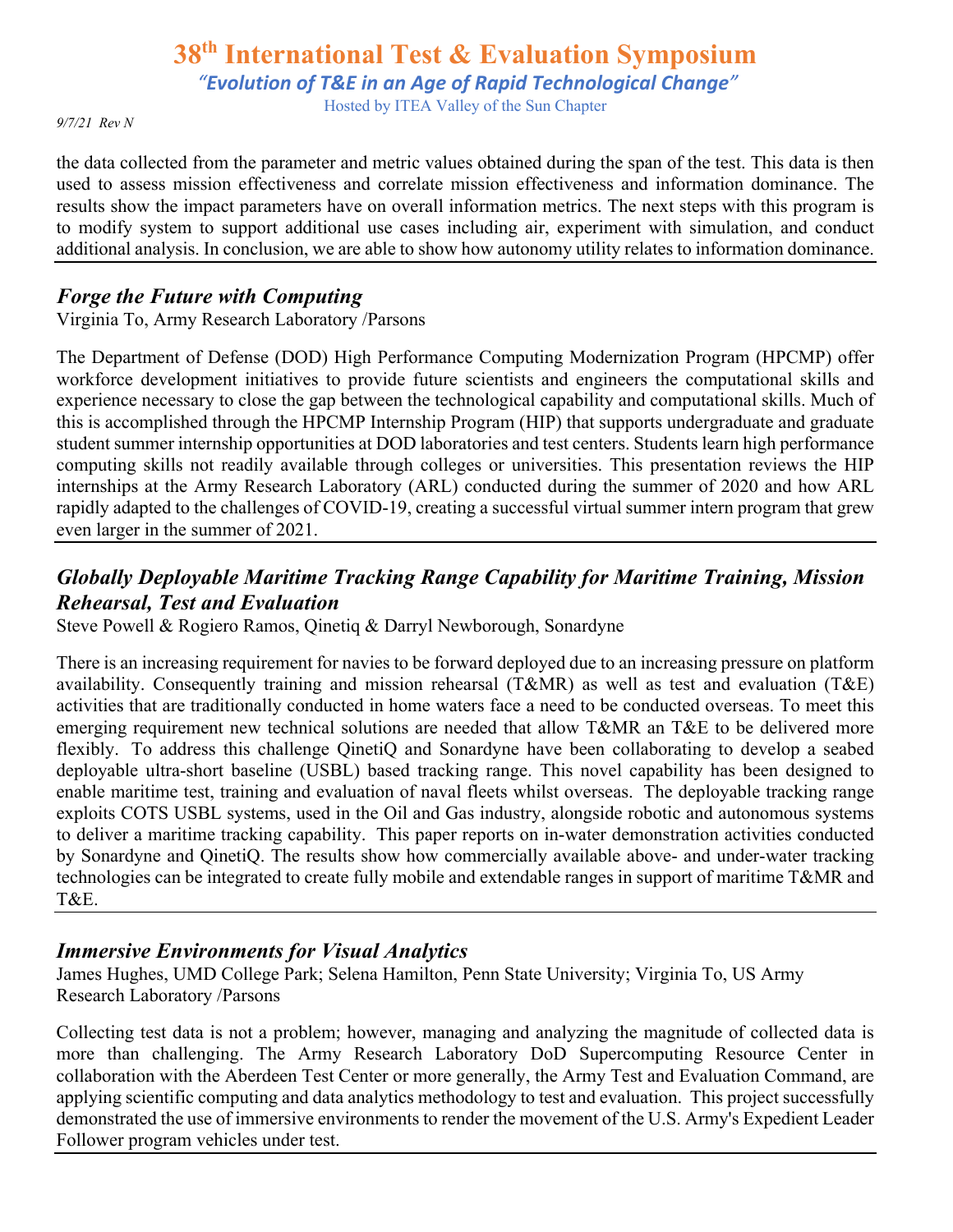the data collected from the parameter and metric values obtained during the span of the test. This data is then used to assess mission effectiveness and correlate mission effectiveness and information dominance. The results show the impact parameters have on overall information metrics. The next steps with this program is to modify system to support additional use cases including air, experiment with simulation, and conduct additional analysis. In conclusion, we are able to show how autonomy utility relates to information dominance.

---

## *Forge the Future with Computing*

Virginia To, Army Research Laboratory /Parsons

The Department of Defense (DOD) High Performance Computing Modernization Program (HPCMP) offer workforce development initiatives to provide future scientists and engineers the computational skills and experience necessary to close the gap between the technological capability and computational skills. Much of this is accomplished through the HPCMP Internship Program (HIP) that supports undergraduate and graduate student summer internship opportunities at DOD laboratories and test centers. Students learn high performance computing skills not readily available through colleges or universities. This presentation reviews the HIP internships at the Army Research Laboratory (ARL) conducted during the summer of 2020 and how ARL rapidly adapted to the challenges of COVID-19, creating a successful virtual summer intern program that grew even larger in the summer of 2021.

---

## *Globally Deployable Maritime Tracking Range Capability for Maritime Training, Mission Rehearsal, Test and Evaluation*

Steve Powell & Rogiero Ramos, Qinetiq & Darryl Newborough, Sonardyne

There is an increasing requirement for navies to be forward deployed due to an increasing pressure on platform availability. Consequently training and mission rehearsal (T&MR) as well as test and evaluation (T&E) activities that are traditionally conducted in home waters face a need to be conducted overseas. To meet this emerging requirement new technical solutions are needed that allow T&MR an T&E to be delivered more flexibly. To address this challenge QinetiQ and Sonardyne have been collaborating to develop a seabed deployable ultra-short baseline (USBL) based tracking range. This novel capability has been designed to enable maritime test, training and evaluation of naval fleets whilst overseas. The deployable tracking range exploits COTS USBL systems, used in the Oil and Gas industry, alongside robotic and autonomous systems to deliver a maritime tracking capability. This paper reports on in-water demonstration activities conducted by Sonardyne and QinetiQ. The results show how commercially available above- and under-water tracking technologies can be integrated to create fully mobile and extendable ranges in support of maritime T&MR and T&E.

---

## *Immersive Environments for Visual Analytics*

James Hughes, UMD College Park; Selena Hamilton, Penn State University; Virginia To, US Army Research Laboratory /Parsons

Collecting test data is not a problem; however, managing and analyzing the magnitude of collected data is more than challenging. The Army Research Laboratory DoD Supercomputing Resource Center in collaboration with the Aberdeen Test Center or more generally, the Army Test and Evaluation Command, are applying scientific computing and data analytics methodology to test and evaluation. This project successfully demonstrated the use of immersive environments to render the movement of the U.S. Army's Expedient Leader Follower program vehicles under test.

---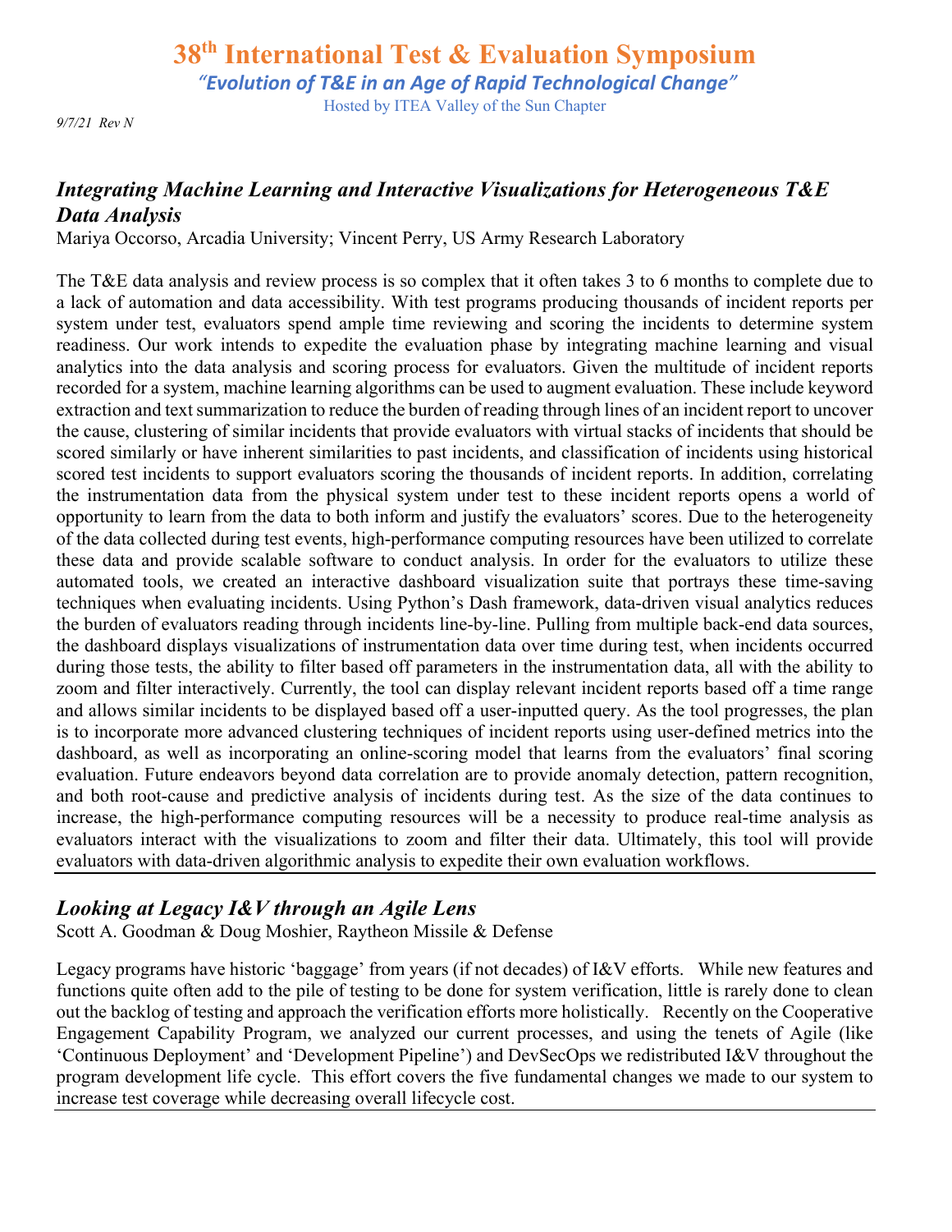## *Integrating Machine Learning and Interactive Visualizations for Heterogeneous T&E Data Analysis*

Mariya Occorso, Arcadia University; Vincent Perry, US Army Research Laboratory

The T&E data analysis and review process is so complex that it often takes 3 to 6 months to complete due to a lack of automation and data accessibility. With test programs producing thousands of incident reports per system under test, evaluators spend ample time reviewing and scoring the incidents to determine system readiness. Our work intends to expedite the evaluation phase by integrating machine learning and visual analytics into the data analysis and scoring process for evaluators. Given the multitude of incident reports recorded for a system, machine learning algorithms can be used to augment evaluation. These include keyword extraction and text summarization to reduce the burden of reading through lines of an incident report to uncover the cause, clustering of similar incidents that provide evaluators with virtual stacks of incidents that should be scored similarly or have inherent similarities to past incidents, and classification of incidents using historical scored test incidents to support evaluators scoring the thousands of incident reports. In addition, correlating the instrumentation data from the physical system under test to these incident reports opens a world of opportunity to learn from the data to both inform and justify the evaluators' scores. Due to the heterogeneity of the data collected during test events, high-performance computing resources have been utilized to correlate these data and provide scalable software to conduct analysis. In order for the evaluators to utilize these automated tools, we created an interactive dashboard visualization suite that portrays these time-saving techniques when evaluating incidents. Using Python's Dash framework, data-driven visual analytics reduces the burden of evaluators reading through incidents line-by-line. Pulling from multiple back-end data sources, the dashboard displays visualizations of instrumentation data over time during test, when incidents occurred during those tests, the ability to filter based off parameters in the instrumentation data, all with the ability to zoom and filter interactively. Currently, the tool can display relevant incident reports based off a time range and allows similar incidents to be displayed based off a user-inputted query. As the tool progresses, the plan is to incorporate more advanced clustering techniques of incident reports using user-defined metrics into the dashboard, as well as incorporating an online-scoring model that learns from the evaluators' final scoring evaluation. Future endeavors beyond data correlation are to provide anomaly detection, pattern recognition, and both root-cause and predictive analysis of incidents during test. As the size of the data continues to increase, the high-performance computing resources will be a necessity to produce real-time analysis as evaluators interact with the visualizations to zoom and filter their data. Ultimately, this tool will provide evaluators with data-driven algorithmic analysis to expedite their own evaluation workflows.

## *Looking at Legacy I&V through an Agile Lens*

Scott A. Goodman & Doug Moshier, Raytheon Missile & Defense

Legacy programs have historic 'baggage' from years (if not decades) of I&V efforts. While new features and functions quite often add to the pile of testing to be done for system verification, little is rarely done to clean out the backlog of testing and approach the verification efforts more holistically. Recently on the Cooperative Engagement Capability Program, we analyzed our current processes, and using the tenets of Agile (like 'Continuous Deployment' and 'Development Pipeline') and DevSecOps we redistributed I&V throughout the program development life cycle. This effort covers the five fundamental changes we made to our system to increase test coverage while decreasing overall lifecycle cost.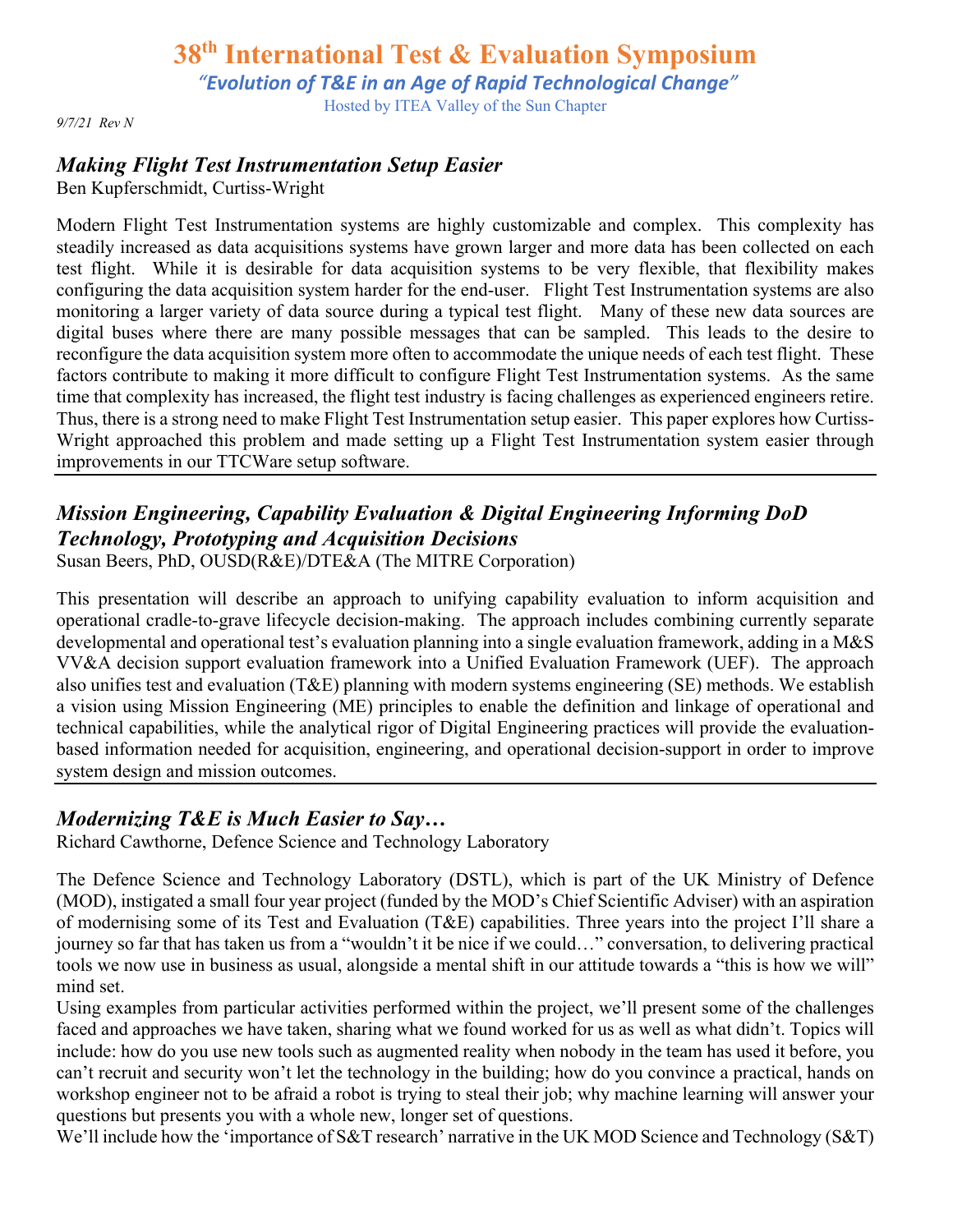## *Making Flight Test Instrumentation Setup Easier*

Ben Kupferschmidt, Curtiss-Wright

Modern Flight Test Instrumentation systems are highly customizable and complex. This complexity has steadily increased as data acquisitions systems have grown larger and more data has been collected on each test flight. While it is desirable for data acquisition systems to be very flexible, that flexibility makes configuring the data acquisition system harder for the end-user. Flight Test Instrumentation systems are also monitoring a larger variety of data source during a typical test flight. Many of these new data sources are digital buses where there are many possible messages that can be sampled. This leads to the desire to reconfigure the data acquisition system more often to accommodate the unique needs of each test flight. These factors contribute to making it more difficult to configure Flight Test Instrumentation systems. As the same time that complexity has increased, the flight test industry is facing challenges as experienced engineers retire. Thus, there is a strong need to make Flight Test Instrumentation setup easier. This paper explores how Curtiss-Wright approached this problem and made setting up a Flight Test Instrumentation system easier through improvements in our TTCWare setup software.

---

## *Mission Engineering, Capability Evaluation & Digital Engineering Informing DoD Technology, Prototyping and Acquisition Decisions*

Susan Beers, PhD, OUSD(R&E)/DTE&A (The MITRE Corporation)

This presentation will describe an approach to unifying capability evaluation to inform acquisition and operational cradle-to-grave lifecycle decision-making. The approach includes combining currently separate developmental and operational test's evaluation planning into a single evaluation framework, adding in a M&S VV&A decision support evaluation framework into a Unified Evaluation Framework (UEF). The approach also unifies test and evaluation (T&E) planning with modern systems engineering (SE) methods. We establish a vision using Mission Engineering (ME) principles to enable the definition and linkage of operational and technical capabilities, while the analytical rigor of Digital Engineering practices will provide the evaluation-based information needed for acquisition, engineering, and operational decision-support in order to improve system design and mission outcomes.

---

## *Modernizing T&E is Much Easier to Say…*

Richard Cawthorne, Defence Science and Technology Laboratory

The Defence Science and Technology Laboratory (DSTL), which is part of the UK Ministry of Defence (MOD), instigated a small four year project (funded by the MOD's Chief Scientific Adviser) with an aspiration of modernising some of its Test and Evaluation (T&E) capabilities. Three years into the project I'll share a journey so far that has taken us from a "wouldn't it be nice if we could…" conversation, to delivering practical tools we now use in business as usual, alongside a mental shift in our attitude towards a "this is how we will" mind set.

Using examples from particular activities performed within the project, we'll present some of the challenges faced and approaches we have taken, sharing what we found worked for us as well as what didn't. Topics will include: how do you use new tools such as augmented reality when nobody in the team has used it before, you can't recruit and security won't let the technology in the building; how do you convince a practical, hands on workshop engineer not to be afraid a robot is trying to steal their job; why machine learning will answer your questions but presents you with a whole new, longer set of questions.

We'll include how the 'importance of S&T research' narrative in the UK MOD Science and Technology (S&T)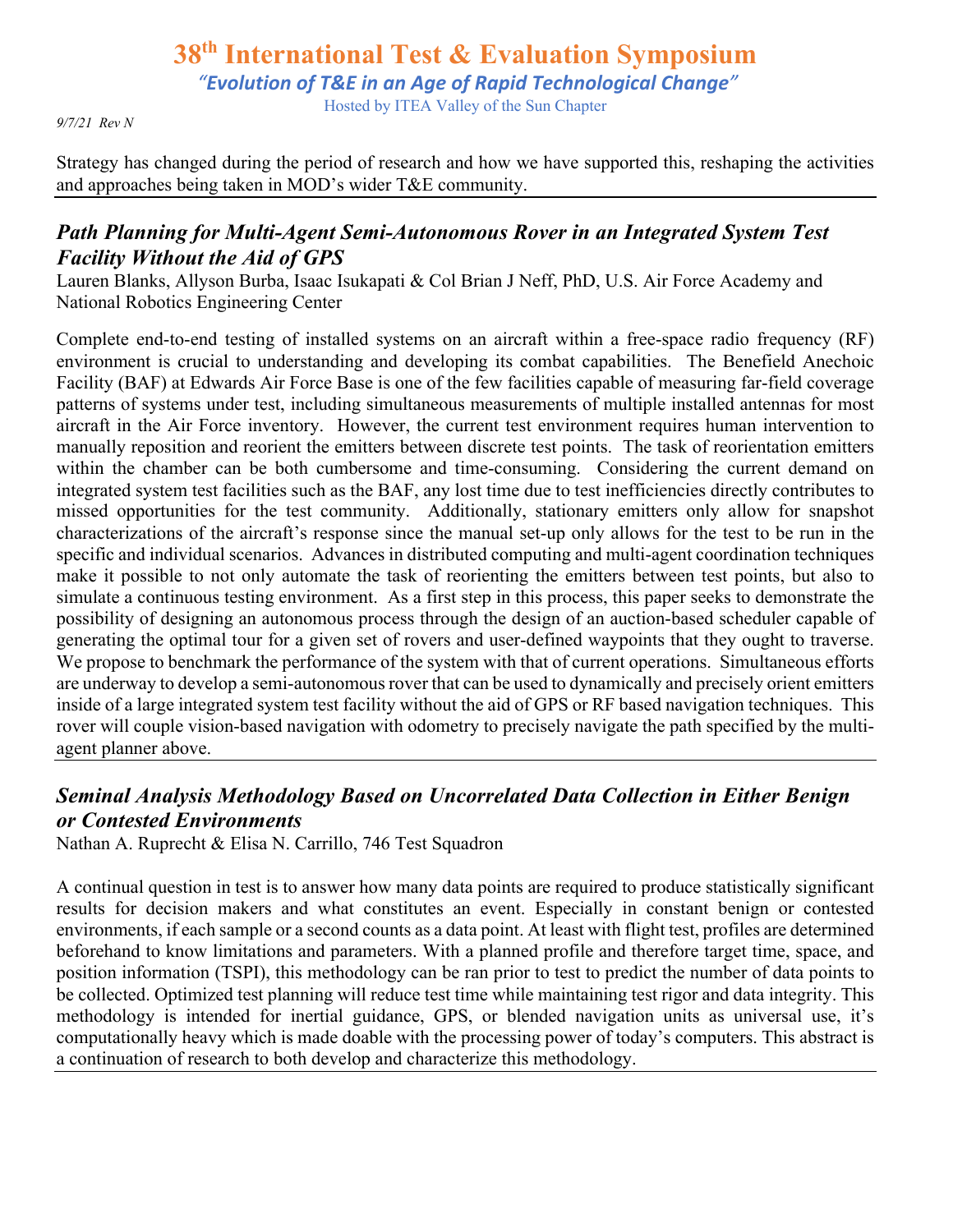Strategy has changed during the period of research and how we have supported this, reshaping the activities and approaches being taken in MOD's wider T&E community.

## *Path Planning for Multi-Agent Semi-Autonomous Rover in an Integrated System Test Facility Without the Aid of GPS*

Lauren Blanks, Allyson Burba, Isaac Isukapati & Col Brian J Neff, PhD, U.S. Air Force Academy and National Robotics Engineering Center

Complete end-to-end testing of installed systems on an aircraft within a free-space radio frequency (RF) environment is crucial to understanding and developing its combat capabilities. The Benefield Anechoic Facility (BAF) at Edwards Air Force Base is one of the few facilities capable of measuring far-field coverage patterns of systems under test, including simultaneous measurements of multiple installed antennas for most aircraft in the Air Force inventory. However, the current test environment requires human intervention to manually reposition and reorient the emitters between discrete test points. The task of reorientation emitters within the chamber can be both cumbersome and time-consuming. Considering the current demand on integrated system test facilities such as the BAF, any lost time due to test inefficiencies directly contributes to missed opportunities for the test community. Additionally, stationary emitters only allow for snapshot characterizations of the aircraft's response since the manual set-up only allows for the test to be run in the specific and individual scenarios. Advances in distributed computing and multi-agent coordination techniques make it possible to not only automate the task of reorienting the emitters between test points, but also to simulate a continuous testing environment. As a first step in this process, this paper seeks to demonstrate the possibility of designing an autonomous process through the design of an auction-based scheduler capable of generating the optimal tour for a given set of rovers and user-defined waypoints that they ought to traverse. We propose to benchmark the performance of the system with that of current operations. Simultaneous efforts are underway to develop a semi-autonomous rover that can be used to dynamically and precisely orient emitters inside of a large integrated system test facility without the aid of GPS or RF based navigation techniques. This rover will couple vision-based navigation with odometry to precisely navigate the path specified by the multi-agent planner above.

## *Seminal Analysis Methodology Based on Uncorrelated Data Collection in Either Benign or Contested Environments*

Nathan A. Ruprecht & Elisa N. Carrillo, 746 Test Squadron

A continual question in test is to answer how many data points are required to produce statistically significant results for decision makers and what constitutes an event. Especially in constant benign or contested environments, if each sample or a second counts as a data point. At least with flight test, profiles are determined beforehand to know limitations and parameters. With a planned profile and therefore target time, space, and position information (TSPI), this methodology reduce can be ran prior to test to predict the number of data points to be collected. Optimized test planning will reduce test time while maintaining test rigor and data integrity. This methodology is intended for inertial guidance, GPS, or blended navigation units as universal use, it's computationally heavy which is made doable with the processing power of today's computers. This abstract is a continuation of research to both develop and characterize this methodology.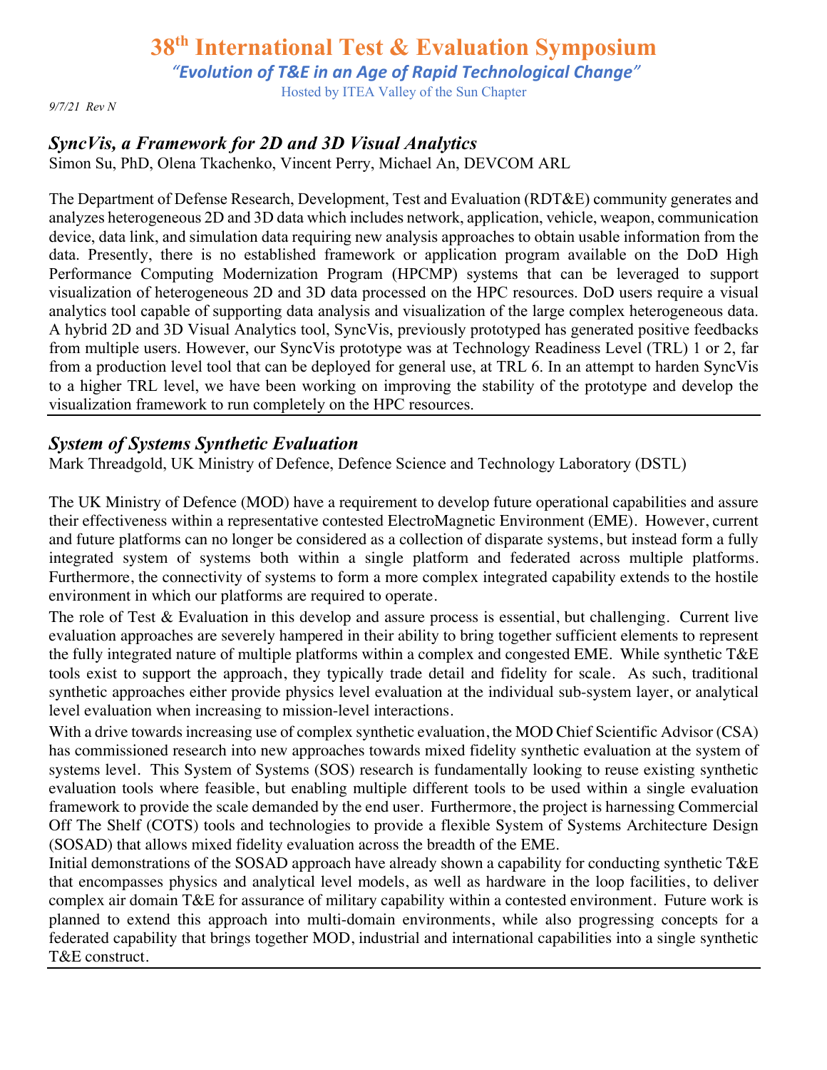## *SyncVis, a Framework for 2D and 3D Visual Analytics*

Simon Su, PhD, Olena Tkachenko, Vincent Perry, Michael An, DEVCOM ARL

The Department of Defense Research, Development, Test and Evaluation (RDT&E) community generates and analyzes heterogeneous 2D and 3D data which includes network, application, vehicle, weapon, communication device, data link, and simulation data requiring new analysis approaches to obtain usable information from the data. Presently, there is no established framework or application program available on the DoD High Performance Computing Modernization Program (HPCMP) systems that can be leveraged to support visualization of heterogeneous 2D and 3D data processed on the HPC resources. DoD users require a visual analytics tool capable of supporting data analysis and visualization of the large complex heterogeneous data. A hybrid 2D and 3D Visual Analytics tool, SyncVis, previously prototyped has generated positive feedbacks from multiple users. However, our SyncVis prototype was at Technology Readiness Level (TRL) 1 or 2, far from a production level tool that can be deployed for general use, at TRL 6. In an attempt to harden SyncVis to a higher TRL level, we have been working on improving the stability of the prototype and develop the visualization framework to run completely on the HPC resources.

---

## *System of Systems Synthetic Evaluation*

Mark Threadgold, UK Ministry of Defence, Defence Science and Technology Laboratory (DSTL)

The UK Ministry of Defence (MOD) have a requirement to develop future operational capabilities and assure their effectiveness within a representative contested ElectroMagnetic Environment (EME). However, current and future platforms can no longer be considered as a collection of disparate systems, but instead form a fully integrated system of systems both within a single platform and federated across multiple platforms. Furthermore, the connectivity of systems to form a more complex integrated capability extends to the hostile environment in which our platforms are required to operate.

The role of Test & Evaluation in this develop and assure process is essential, but challenging. Current live evaluation approaches are severely hampered in their ability to bring together sufficient elements to represent the fully integrated nature of multiple platforms within a complex and congested EME. While synthetic T&E tools exist to support the approach, they typically trade detail and fidelity for scale. As such, traditional synthetic approaches either provide physics level evaluation at the individual sub-system layer, or analytical level evaluation when increasing to mission-level interactions.

With a drive towards increasing use of complex synthetic evaluation, the MOD Chief Scientific Advisor (CSA) has commissioned research into new approaches towards mixed fidelity synthetic evaluation at the system of systems level. This System of Systems (SOS) research is fundamentally looking to reuse existing synthetic evaluation tools where feasible, but enabling multiple different tools to be used within a single evaluation framework to provide the scale demanded by the end user. Furthermore, the project is harnessing Commercial Off The Shelf (COTS) tools and technologies to provide a flexible System of Systems Architecture Design (SOSAD) that allows mixed fidelity evaluation across the breadth of the EME.

Initial demonstrations of the SOSAD approach have already shown a capability for conducting synthetic T&E that encompasses physics and analytical level models, as well as hardware in the loop facilities, to deliver complex air domain T&E for assurance of military capability within a contested environment. Future work is planned to extend this approach into multi-domain environments, while also progressing concepts for a federated capability that brings together MOD, industrial and international capabilities into a single synthetic T&E construct.

---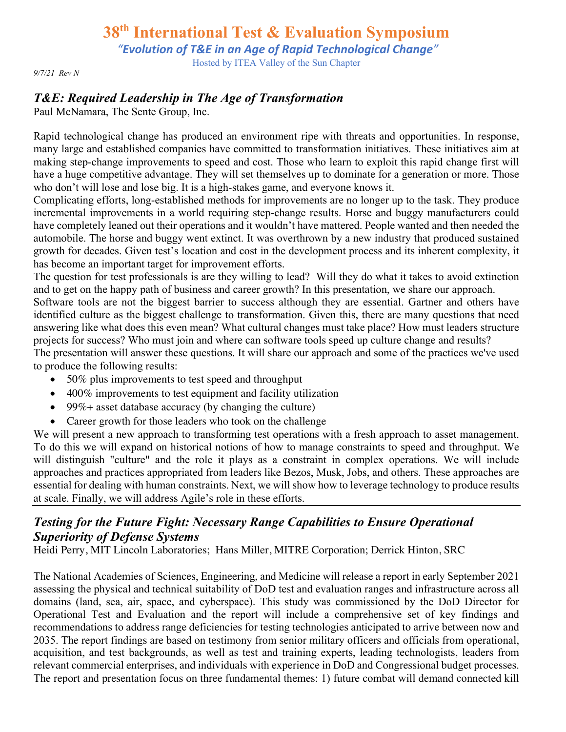## T&E: Required Leadership in The Age of Transformation

Paul McNamara, The Sente Group, Inc.

Rapid technological change has produced an environment ripe with threats and opportunities. In response, many large and established companies have committed to transformation initiatives. These initiatives aim at making step-change improvements to speed and cost. Those who learn to exploit this rapid change first will have a huge competitive advantage. They will set themselves up to dominate for a generation or more. Those who don't will lose and lose big. It is a high-stakes game, and everyone knows it.

Complicating efforts, long-established methods for improvements are no longer up to the task. They produce incremental improvements in a world requiring step-change results. Horse and buggy manufacturers could have completely leaned out their operations and it wouldn't have mattered. People wanted and then needed the automobile. The horse and buggy went extinct. It was overthrown by a new industry that produced sustained growth for decades. Given test's location and cost in the development process and its inherent complexity, it has become an important target for improvement efforts.

The question for test professionals is are they willing to lead? Will they do what it takes to avoid extinction and to get on the happy path of business and career growth? In this presentation, we share our approach.

Software tools are not the biggest barrier to success although they are essential. Gartner and others have identified culture as the biggest challenge to transformation. Given this, there are many questions that need answering like what does this even mean? What cultural changes must take place? How must leaders structure projects for success? Who must join and where can software tools speed up culture change and results?

The presentation will answer these questions. It will share our approach and some of the practices we've used to produce the following results:

- 50% plus improvements to test speed and throughput
- 400% improvements to test equipment and facility utilization
- 99%+ asset database accuracy (by changing the culture)
- Career growth for those leaders who took on the challenge

We will present a new approach to transforming test operations with a fresh approach to asset management. To do this we will expand on historical notions of how to manage constraints to speed and throughput. We will distinguish "culture" and the role it plays as a constraint in complex operations. We will include approaches and practices appropriated from leaders like Bezos, Musk, Jobs, and others. These approaches are essential for dealing with human constraints. Next, we will show how to leverage technology to produce results at scale. Finally, we will address Agile's role in these efforts.

---

## Testing for the Future Fight: Necessary Range Capabilities to Ensure Operational Superiority of Defense Systems

Heidi Perry, MIT Lincoln Laboratories; Hans Miller, MITRE Corporation; Derrick Hinton, SRC

The National Academies of Sciences, Engineering, and Medicine will release a report in early September 2021 assessing the physical and technical suitability of DoD test and evaluation ranges and infrastructure across all domains (land, sea, air, space, and cyberspace). This study was commissioned by the DoD Director for Operational Test and Evaluation and the report will include a comprehensive set of key findings and recommendations to address range deficiencies for testing technologies anticipated to arrive between now and 2035. The report findings are based on testimony from senior military officers and officials from operational, acquisition, and test backgrounds, as well as test and training experts, leading technologists, leaders from relevant commercial enterprises, and individuals with experience in DoD and Congressional budget processes. The report and presentation focus on three fundamental themes: 1) future combat will demand connected kill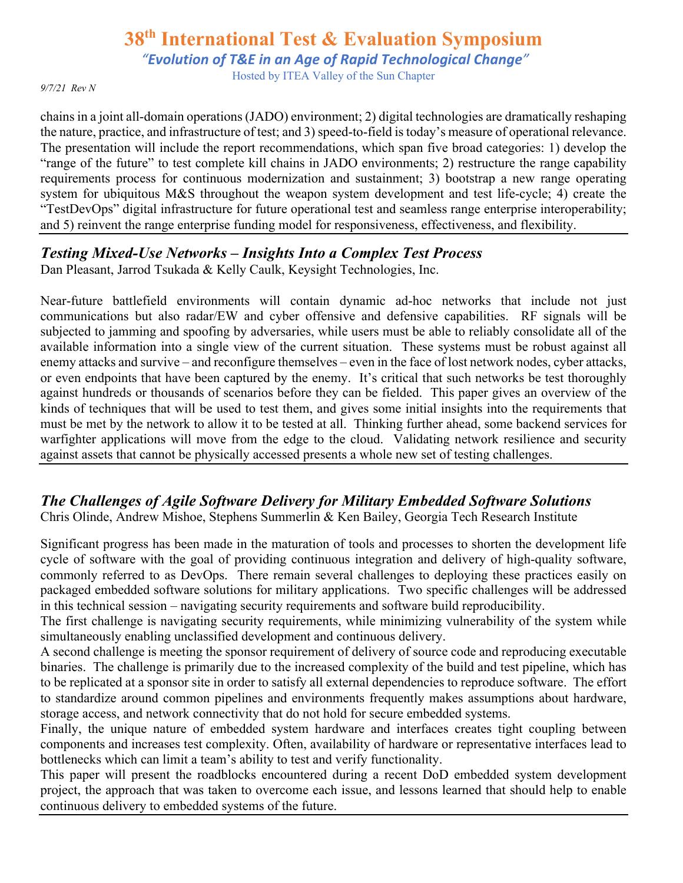chains in a joint all-domain operations (JADO) environment; 2) digital technologies are dramatically reshaping the nature, practice, and infrastructure of test; and 3) speed-to-field is today's measure of operational relevance. The presentation will include the report recommendations, which span five broad categories: 1) develop the "range of the future" to test complete kill chains in JADO environments; 2) restructure the range capability requirements process for continuous modernization and sustainment; 3) bootstrap a new range operating system for ubiquitous M&S throughout the weapon system development and test life-cycle; 4) create the "TestDevOps" digital infrastructure for future operational test and seamless range enterprise interoperability; and 5) reinvent the range enterprise funding model for responsiveness, effectiveness, and flexibility.

---

## *Testing Mixed-Use Networks – Insights Into a Complex Test Process*

Dan Pleasant, Jarrod Tsukada & Kelly Caulk, Keysight Technologies, Inc.

Near-future battlefield environments will contain dynamic ad-hoc networks that include not just communications but also radar/EW and cyber offensive and defensive capabilities. RF signals will be subjected to jamming and spoofing by adversaries, while users must be able to reliably consolidate all of the available information into a single view of the current situation. These systems must be robust against all enemy attacks and survive – and reconfigure themselves – even in the face of lost network nodes, cyber attacks, or even endpoints that have been captured by the enemy. It's critical that such networks be test thoroughly against hundreds or thousands of scenarios before they can be fielded. This paper gives an overview of the kinds of techniques that will be used to test them, and gives some initial insights into the requirements that must be met by the network to allow it to be tested at all. Thinking further ahead, some backend services for warfighter applications will move from the edge to the cloud. Validating network resilience and security against assets that cannot be physically accessed presents a whole new set of testing challenges.

---

## *The Challenges of Agile Software Delivery for Military Embedded Software Solutions*

Chris Olinde, Andrew Mishoe, Stephens Summerlin & Ken Bailey, Georgia Tech Research Institute

Significant progress has been made in the maturation of tools and processes to shorten the development life cycle of software with the goal of providing continuous integration and delivery of high-quality software, commonly referred to as DevOps. There remain several challenges to deploying these practices easily on packaged embedded software solutions for military applications. Two specific challenges will be addressed in this technical session – navigating security requirements and software build reproducibility.

The first challenge is navigating security requirements, while minimizing vulnerability of the system while simultaneously enabling unclassified development and continuous delivery.

A second challenge is meeting the sponsor requirement of delivery of source code and reproducing executable binaries. The challenge is primarily due to the increased complexity of the build and test pipeline, which has to be replicated at a sponsor site in order to satisfy all external dependencies to reproduce software. The effort to standardize around common pipelines and environments frequently makes assumptions about hardware, storage access, and network connectivity that do not hold for secure embedded systems.

Finally, the unique nature of embedded system hardware and interfaces creates tight coupling between components and increases test complexity. Often, availability of hardware or representative interfaces lead to bottlenecks which can limit a team's ability to test and verify functionality.

This paper will present the roadblocks encountered during a recent DoD embedded system development project, the approach that was taken to overcome each issue, and lessons learned that should help to enable continuous delivery to embedded systems of the future.

---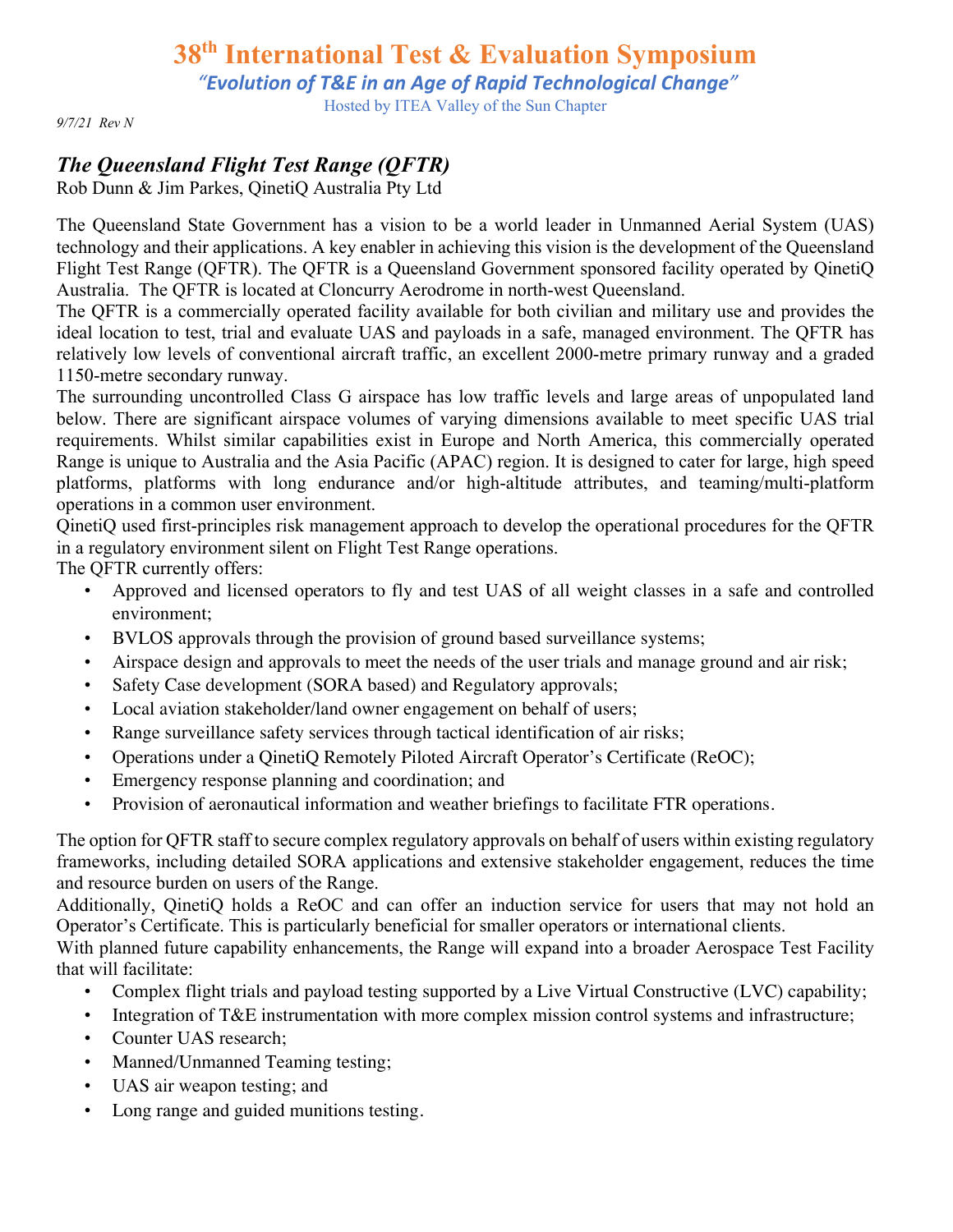# 38th International Test & Evaluation Symposium

*"Evolution of T&E in an Age of Rapid Technological Change"*

Hosted by ITEA Valley of the Sun Chapter

*9/7/21 Rev N*

## *The Queensland Flight Test Range (QFTR)*

Rob Dunn & Jim Parkes, QinetiQ Australia Pty Ltd

The Queensland State Government has a vision to be a world leader in Unmanned Aerial System (UAS) technology and their applications. A key enabler in achieving this vision is the development of the Queensland Flight Test Range (QFTR). The QFTR is a Queensland Government sponsored facility operated by QinetiQ Australia. The QFTR is located at Cloncurry Aerodrome in north-west Queensland.

The QFTR is a commercially operated facility available for both civilian and military use and provides the ideal location to test, trial and evaluate UAS and payloads in a safe, managed environment. The QFTR has relatively low levels of conventional aircraft traffic, an excellent 2000-metre primary runway and a graded 1150-metre secondary runway.

The surrounding uncontrolled Class G airspace has low traffic levels and large areas of unpopulated land below. There are significant airspace volumes of varying dimensions available to meet specific UAS trial requirements. Whilst similar capabilities exist in Europe and North America, this commercially operated Range is unique to Australia and the Asia Pacific (APAC) region. It is designed to cater for large, high speed platforms, platforms with long endurance and/or high-altitude attributes, and teaming/multi-platform operations in a common user environment.

QinetiQ used first-principles risk management approach to develop the operational procedures for the QFTR in a regulatory environment silent on Flight Test Range operations.

The QFTR currently offers:

- Approved and licensed operators to fly and test UAS of all weight classes in a safe and controlled environment;
- BVLOS approvals through the provision of ground based surveillance systems;
- Airspace design and approvals to meet the needs of the user trials and manage ground and air risk;
- Safety Case development (SORA based) and Regulatory approvals;
- Local aviation stakeholder/land owner engagement on behalf of users;
- Range surveillance safety services through tactical identification of air risks;
- Operations under a QinetiQ Remotely Piloted Aircraft Operator's Certificate (ReOC);
- Emergency response planning and coordination; and
- Provision of aeronautical information and weather briefings to facilitate FTR operations.

The option for QFTR staff to secure complex regulatory approvals on behalf of users within existing regulatory frameworks, including detailed SORA applications and extensive stakeholder engagement, reduces the time and resource burden on users of the Range.

Additionally, QinetiQ holds a ReOC and can offer an induction service for users that may not hold an Operator's Certificate. This is particularly beneficial for smaller operators or international clients.

With planned future capability enhancements, the Range will expand into a broader Aerospace Test Facility that will facilitate:

- Complex flight trials and payload testing supported by a Live Virtual Constructive (LVC) capability;
- Integration of T&E instrumentation with more complex mission control systems and infrastructure;
- Counter UAS research;
- Manned/Unmanned Teaming testing;
- UAS air weapon testing; and
- Long range and guided munitions testing.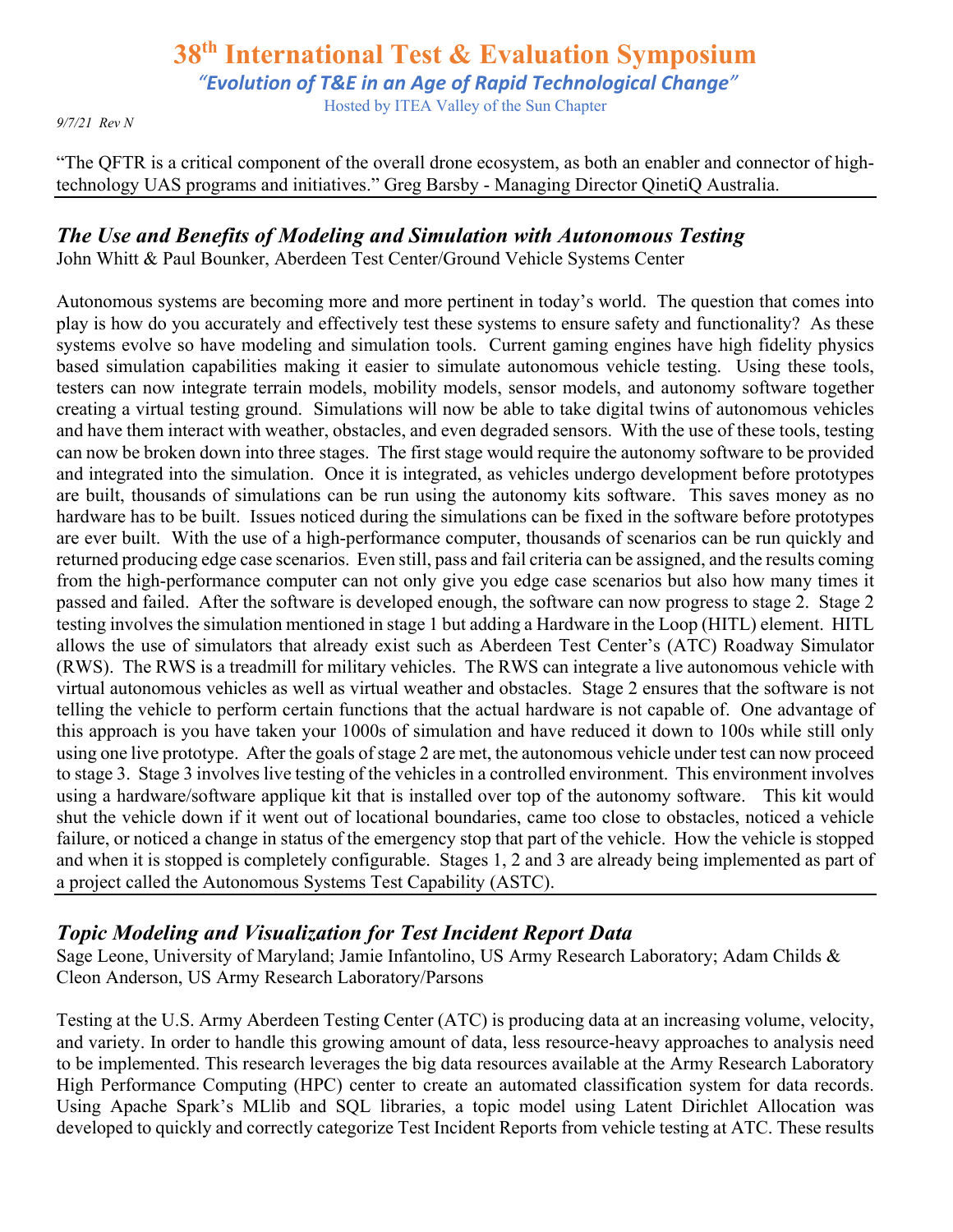"The QFTR is a critical component of the overall drone ecosystem, as both an enabler and connector of high-technology UAS programs and initiatives." Greg Barsby - Managing Director QinetiQ Australia.

---

## *The Use and Benefits of Modeling and Simulation with Autonomous Testing*

John Whitt & Paul Bounker, Aberdeen Test Center/Ground Vehicle Systems Center

Autonomous systems are becoming more and more pertinent in today's world. The question that comes into play is how do you accurately and effectively test these systems to ensure safety and functionality? As these systems evolve so have modeling and simulation tools. Current gaming engines have high fidelity physics based simulation capabilities making it easier to simulate autonomous vehicle testing. Using these tools, testers can now integrate terrain models, mobility models, sensor models, and autonomy software together creating a virtual testing ground. Simulations will now be able to take digital twins of autonomous vehicles and have them interact with weather, obstacles, and even degraded sensors. With the use of these tools, testing can now be broken down into three stages. The first stage would require the autonomy software to be provided and integrated into the simulation. Once it is integrated, as vehicles undergo development before prototypes are built, thousands of simulations can be run using the autonomy kits software. This saves money as no hardware has to be built. Issues noticed during the simulations can be fixed in the software before prototypes are ever built. With the use of a high-performance computer, thousands of scenarios can be run quickly and returned producing edge case scenarios. Even still, pass and fail criteria can be assigned, and the results coming from the high-performance computer can not only give you edge case scenarios but also how many times it passed and failed. After the software is developed enough, the software can now progress to stage 2. Stage 2 testing involves the simulation mentioned in stage 1 but adding a Hardware in the Loop (HITL) element. HITL allows the use of simulators that already exist such as Aberdeen Test Center's (ATC) Roadway Simulator (RWS). The RWS is a treadmill for military vehicles. The RWS can integrate a live autonomous vehicle with virtual autonomous vehicles as well as virtual weather and obstacles. Stage 2 ensures that the software is not telling the vehicle to perform certain functions that the actual hardware is not capable of. One advantage of this approach is you have taken your 1000s of simulation and have reduced it down to 100s while still only using one live prototype. After the goals of stage 2 are met, the autonomous vehicle under test can now proceed to stage 3. Stage 3 involves live testing of the vehicles in a controlled environment. This environment involves using a hardware/software applique kit that is installed over top of the autonomy software. This kit would shut the vehicle down if it went out of locational boundaries, came too close to obstacles, noticed a vehicle failure, or noticed a change in status of the emergency stop that part of the vehicle. How the vehicle is stopped and when it is stopped is completely configurable. Stages 1, 2 and 3 are already being implemented as part of a project called the Autonomous Systems Test Capability (ASTC).

---

## *Topic Modeling and Visualization for Test Incident Report Data*

Sage Leone, University of Maryland; Jamie Infantolino, US Army Research Laboratory; Adam Childs & Cleon Anderson, US Army Research Laboratory/Parsons

Testing at the U.S. Army Aberdeen Testing Center (ATC) is producing data at an increasing volume, velocity, and variety. In order to handle this growing amount of data, less resource-heavy approaches to analysis need to be implemented. This research leverages the big data resources available at the Army Research Laboratory High Performance Computing (HPC) center to create an automated classification system for data records. Using Apache Spark's MLlib and SQL libraries, a topic model using Latent Dirichlet Allocation was developed to quickly and correctly categorize Test Incident Reports from vehicle testing at ATC. These results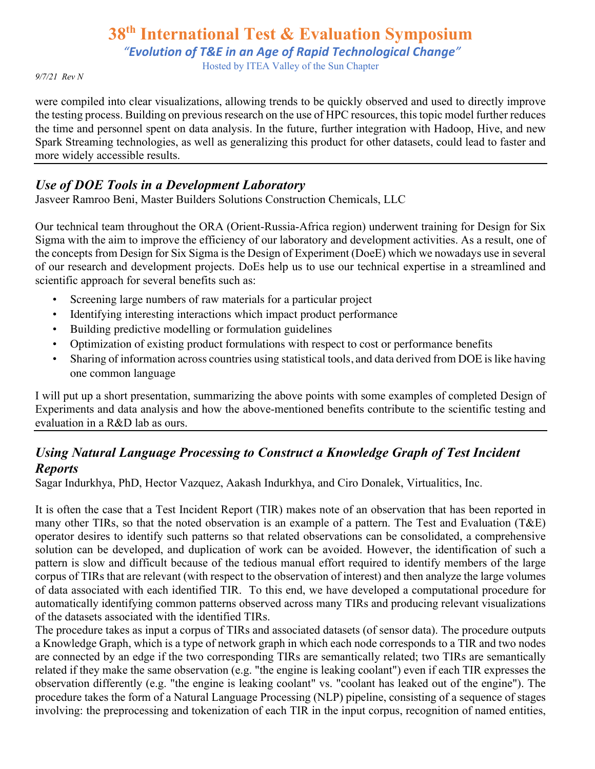were compiled into clear visualizations, allowing trends to be quickly observed and used to directly improve the testing process. Building on previous research on the use of HPC resources, this topic model further reduces the time and personnel spent on data analysis. In the future, further integration with Hadoop, Hive, and new Spark Streaming technologies, as well as generalizing this product for other datasets, could lead to faster and more widely accessible results.

---

## *Use of DOE Tools in a Development Laboratory*

Jasveer Ramroo Beni, Master Builders Solutions Construction Chemicals, LLC

Our technical team throughout the ORA (Orient-Russia-Africa region) underwent training for Design for Six Sigma with the aim to improve the efficiency of our laboratory and development activities. As a result, one of the concepts from Design for Six Sigma is the Design of Experiment (DoeE) which we nowadays use in several of our research and development projects. DoEs help us to use our technical expertise in a streamlined and scientific approach for several benefits such as:

- Screening large numbers of raw materials for a particular project
- Identifying interesting interactions which impact product performance
- Building predictive modelling or formulation guidelines
- Optimization of existing product formulations with respect to cost or performance benefits
- Sharing of information across countries using statistical tools, and data derived from DOE is like having one common language

I will put up a short presentation, summarizing the above points with some examples of completed Design of Experiments and data analysis and how the above-mentioned benefits contribute to the scientific testing and evaluation in a R&D lab as ours.

---

## *Using Natural Language Processing to Construct a Knowledge Graph of Test Incident Reports*

Sagar Indurkhya, PhD, Hector Vazquez, Aakash Indurkhya, and Ciro Donalek, Virtualitics, Inc.

It is often the case that a Test Incident Report (TIR) makes note of an observation that has been reported in many other TIRs, so that the noted observation is an example of a pattern. The Test and Evaluation (T&E) operator desires to identify such patterns so that related observations can be consolidated, a comprehensive solution can be developed, and duplication of work can be avoided. However, the identification of such a pattern is slow and difficult because of the tedious manual effort required to identify members of the large corpus of TIRs that are relevant (with respect to the observation of interest) and then analyze the large volumes of data associated with each identified TIR. To this end, we have developed a computational procedure for automatically identifying common patterns observed across many TIRs and producing relevant visualizations of the datasets associated with the identified TIRs.

The procedure takes as input a corpus of TIRs and associated datasets (of sensor data). The procedure outputs a Knowledge Graph, which is a type of network graph in which each node corresponds to a TIR and two nodes are connected by an edge if the two corresponding TIRs are semantically related; two TIRs are semantically related if they make the same observation (e.g. "the engine is leaking coolant") even if each TIR expresses the observation differently (e.g. "the engine is leaking coolant" vs. "coolant has leaked out of the engine"). The procedure takes the form of a Natural Language Processing (NLP) pipeline, consisting of a sequence of stages involving: the preprocessing and tokenization of each TIR in the input corpus, recognition of named entities,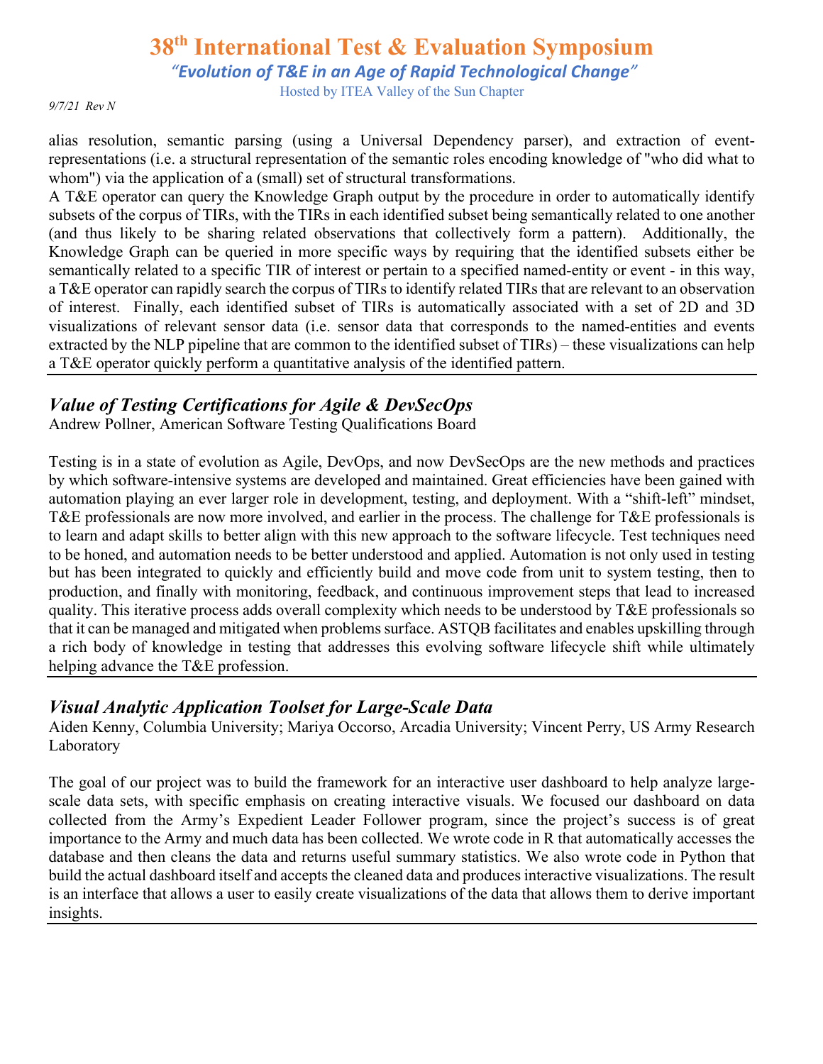alias resolution, semantic parsing (using a Universal Dependency parser), and extraction of event-representations (i.e. a structural representation of the semantic roles encoding knowledge of "who did what to whom") via the application of a (small) set of structural transformations.

A T&E operator can query the Knowledge Graph output by the procedure in order to automatically identify subsets of the corpus of TIRs, with the TIRs in each identified subset being semantically related to one another (and thus likely to be sharing related observations that collectively form a pattern). Additionally, the Knowledge Graph can be queried in more specific ways by requiring that the identified subsets either be semantically related to a specific TIR of interest or pertain to a specified named-entity or event - in this way, a T&E operator can rapidly search the corpus of TIRs to identify related TIRs that are relevant to an observation of interest. Finally, each identified subset of TIRs is automatically associated with a set of 2D and 3D visualizations of relevant sensor data (i.e. sensor data that corresponds to the named-entities and events extracted by the NLP pipeline that are common to the identified subset of TIRs) – these visualizations can help a T&E operator quickly perform a quantitative analysis of the identified pattern.

## *Value of Testing Certifications for Agile & DevSecOps*

Andrew Pollner, American Software Testing Qualifications Board

Testing is in a state of evolution as Agile, DevOps, and now DevSecOps are the new methods and practices by which software-intensive systems are developed and maintained. Great efficiencies have been gained with automation playing an ever larger role in development, testing, and deployment. With a "shift-left" mindset, T&E professionals are now more involved, and earlier in the process. The challenge for T&E professionals is to learn and adapt skills to better align with this new approach to the software lifecycle. Test techniques need to be honed, and automation needs to be better understood and applied. Automation is not only used in testing but has been integrated to quickly and efficiently build and move code from unit to system testing, then to production, and finally with monitoring, feedback, and continuous improvement steps that lead to increased quality. This iterative process adds overall complexity which needs to be understood by T&E professionals so that it can be managed and mitigated when problems surface. ASTQB facilitates and enables upskilling through a rich body of knowledge in testing that addresses this evolving software lifecycle shift while ultimately helping advance the T&E profession.

## *Visual Analytic Application Toolset for Large-Scale Data*

Aiden Kenny, Columbia University; Mariya Occorso, Arcadia University; Vincent Perry, US Army Research Laboratory

The goal of our project was to build the framework for an interactive user dashboard to help analyze large-scale data sets, with specific emphasis on creating interactive visuals. We focused our dashboard on data collected from the Army's Expedient Leader Follower program, since the project's success is of great importance to the Army and much data has been collected. We wrote code in R that automatically accesses the database and then cleans the data and returns useful summary statistics. We also wrote code in Python that build the actual dashboard itself and accepts the cleaned data and produces interactive visualizations. The result is an interface that allows a user to easily create visualizations of the data that allows them to derive important insights.